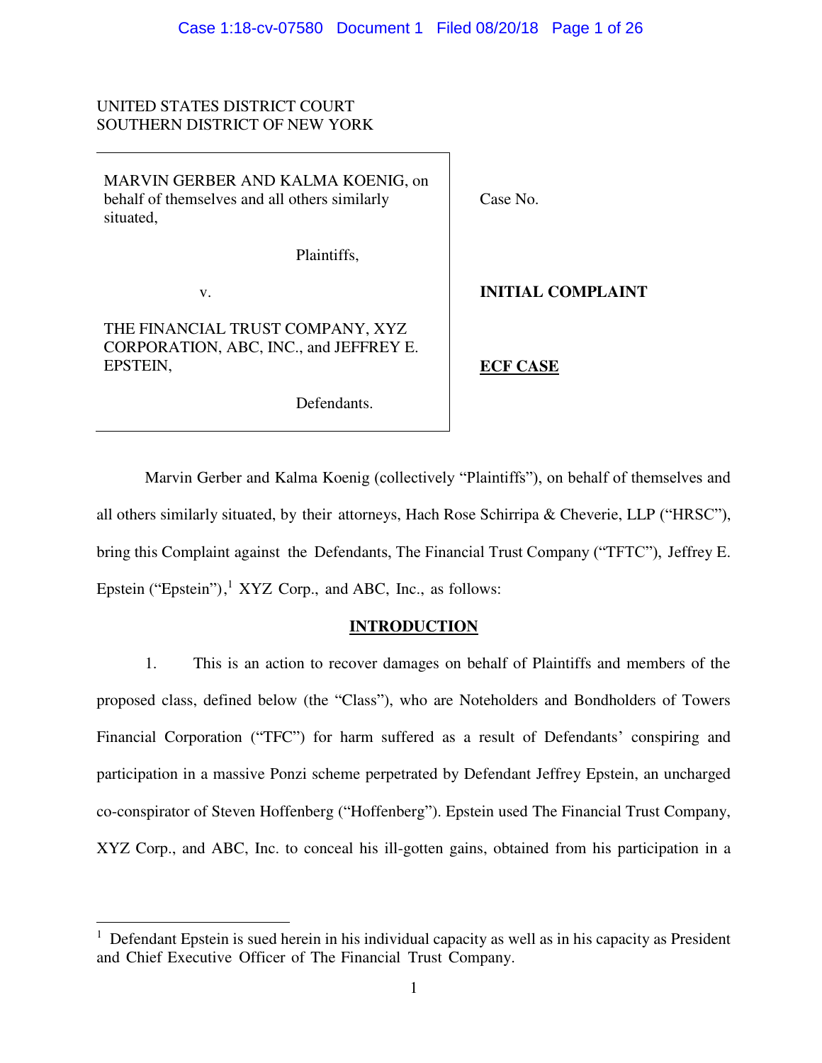UNITED STATES DISTRICT COURT
SOUTHERN DISTRICT OF NEW YORK

| | |
|---|---|
| MARVIN GERBER AND KALMA KOENIG, on behalf of themselves and all others similarly situated,<br><br>Plaintiffs,<br><br>v.<br><br>THE FINANCIAL TRUST COMPANY, XYZ CORPORATION, ABC, INC., and JEFFREY E. EPSTEIN,<br><br>Defendants. | Case No.<br><br>**INITIAL COMPLAINT**<br><br>**ECF CASE** |

Marvin Gerber and Kalma Koenig (collectively "Plaintiffs"), on behalf of themselves and all others similarly situated, by their attorneys, Hach Rose Schirripa & Cheverie, LLP ("HRSC"), bring this Complaint against the Defendants, The Financial Trust Company ("TFTC"), Jeffrey E. Epstein ("Epstein"),[1] XYZ Corp., and ABC, Inc., as follows:

## INTRODUCTION

1. This is an action to recover damages on behalf of Plaintiffs and members of the proposed class, defined below (the "Class"), who are Noteholders and Bondholders of Towers Financial Corporation ("TFC") for harm suffered as a result of Defendants' conspiring and participation in a massive Ponzi scheme perpetrated by Defendant Jeffrey Epstein, an uncharged co-conspirator of Steven Hoffenberg ("Hoffenberg"). Epstein used The Financial Trust Company, XYZ Corp., and ABC, Inc. to conceal his ill-gotten gains, obtained from his participation in a

[1] Defendant Epstein is sued herein in his individual capacity as well as in his capacity as President and Chief Executive Officer of The Financial Trust Company.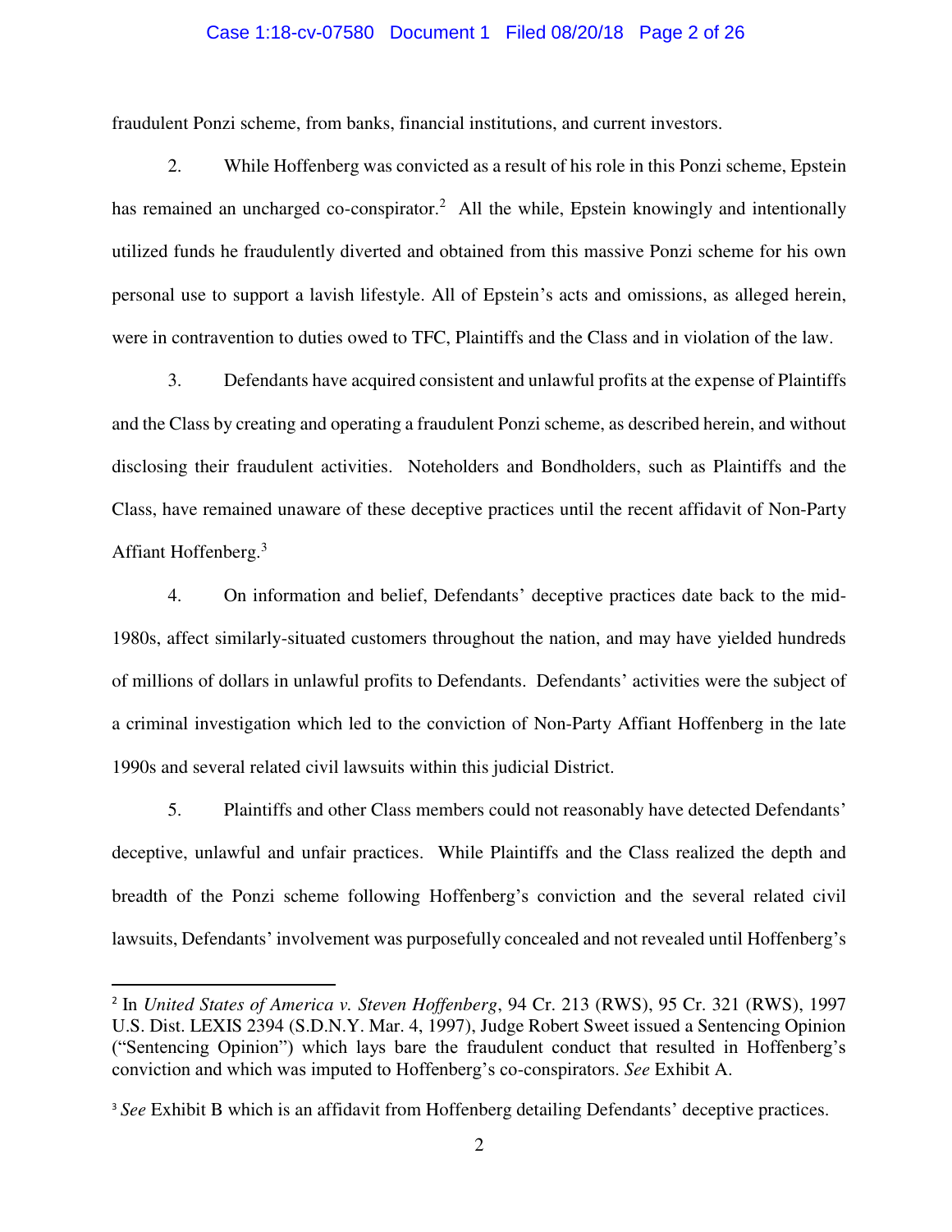fraudulent Ponzi scheme, from banks, financial institutions, and current investors.

2. While Hoffenberg was convicted as a result of his role in this Ponzi scheme, Epstein has remained an uncharged co-conspirator.[2] All the while, Epstein knowingly and intentionally utilized funds he fraudulently diverted and obtained from this massive Ponzi scheme for his own personal use to support a lavish lifestyle. All of Epstein's acts and omissions, as alleged herein, were in contravention to duties owed to TFC, Plaintiffs and the Class and in violation of the law.

3. Defendants have acquired consistent and unlawful profits at the expense of Plaintiffs and the Class by creating and operating a fraudulent Ponzi scheme, as described herein, and without disclosing their fraudulent activities. Noteholders and Bondholders, such as Plaintiffs and the Class, have remained unaware of these deceptive practices until the recent affidavit of Non-Party Affiant Hoffenberg.[3]

4. On information and belief, Defendants' deceptive practices date back to the mid-1980s, affect similarly-situated customers throughout the nation, and may have yielded hundreds of millions of dollars in unlawful profits to Defendants. Defendants' activities were the subject of a criminal investigation which led to the conviction of Non-Party Affiant Hoffenberg in the late 1990s and several related civil lawsuits within this judicial District.

5. Plaintiffs and other Class members could not reasonably have detected Defendants' deceptive, unlawful and unfair practices. While Plaintiffs and the Class realized the depth and breadth of the Ponzi scheme following Hoffenberg's conviction and the several related civil lawsuits, Defendants' involvement was purposefully concealed and not revealed until Hoffenberg's

---

[2] In *United States of America v. Steven Hoffenberg*, 94 Cr. 213 (RWS), 95 Cr. 321 (RWS), 1997 U.S. Dist. LEXIS 2394 (S.D.N.Y. Mar. 4, 1997), Judge Robert Sweet issued a Sentencing Opinion ("Sentencing Opinion") which lays bare the fraudulent conduct that resulted in Hoffenberg's conviction and which was imputed to Hoffenberg's co-conspirators. *See* Exhibit A.

[3] *See* Exhibit B which is an affidavit from Hoffenberg detailing Defendants' deceptive practices.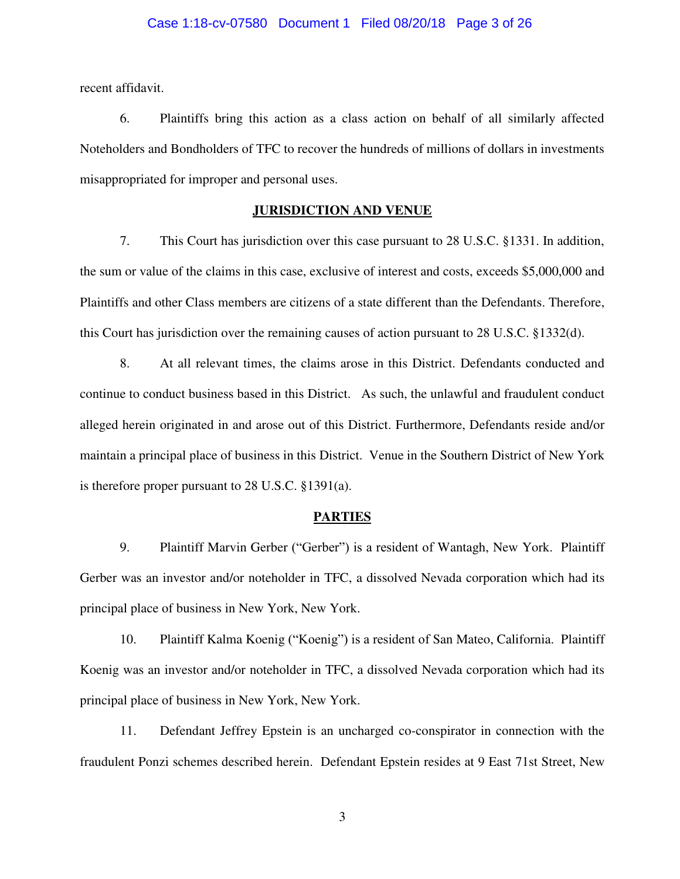recent affidavit.

6. Plaintiffs bring this action as a class action on behalf of all similarly affected Noteholders and Bondholders of TFC to recover the hundreds of millions of dollars in investments misappropriated for improper and personal uses.

## JURISDICTION AND VENUE

7. This Court has jurisdiction over this case pursuant to 28 U.S.C. §1331. In addition, the sum or value of the claims in this case, exclusive of interest and costs, exceeds $5,000,000 and Plaintiffs and other Class members are citizens of a state different than the Defendants. Therefore, this Court has jurisdiction over the remaining causes of action pursuant to 28 U.S.C. §1332(d).

8. At all relevant times, the claims arose in this District. Defendants conducted and continue to conduct business based in this District. As such, the unlawful and fraudulent conduct alleged herein originated in and arose out of this District. Furthermore, Defendants reside and/or maintain a principal place of business in this District. Venue in the Southern District of New York is therefore proper pursuant to 28 U.S.C. §1391(a).

## PARTIES

9. Plaintiff Marvin Gerber ("Gerber") is a resident of Wantagh, New York. Plaintiff Gerber was an investor and/or noteholder in TFC, a dissolved Nevada corporation which had its principal place of business in New York, New York.

10. Plaintiff Kalma Koenig ("Koenig") is a resident of San Mateo, California. Plaintiff Koenig was an investor and/or noteholder in TFC, a dissolved Nevada corporation which had its principal place of business in New York, New York.

11. Defendant Jeffrey Epstein is an uncharged co-conspirator in connection with the fraudulent Ponzi schemes described herein. Defendant Epstein resides at 9 East 71st Street, New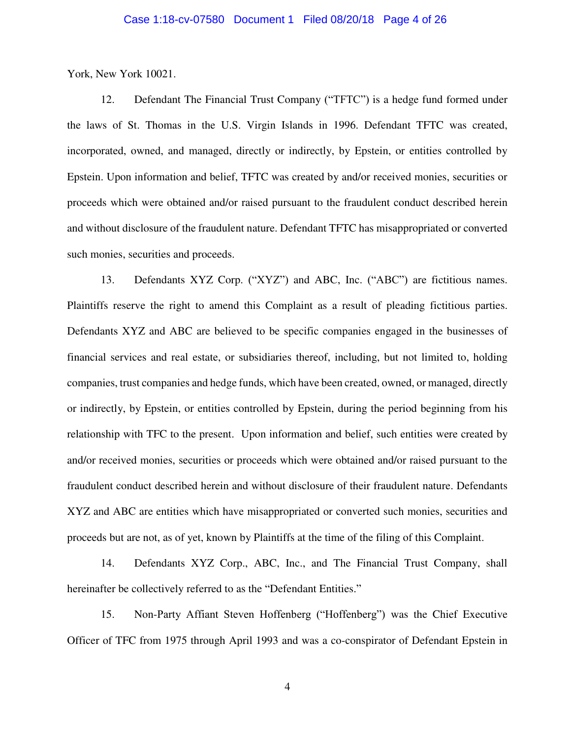York, New York 10021.

12. Defendant The Financial Trust Company ("TFTC") is a hedge fund formed under the laws of St. Thomas in the U.S. Virgin Islands in 1996. Defendant TFTC was created, incorporated, owned, and managed, directly or indirectly, by Epstein, or entities controlled by Epstein. Upon information and belief, TFTC was created by and/or received monies, securities or proceeds which were obtained and/or raised pursuant to the fraudulent conduct described herein and without disclosure of the fraudulent nature. Defendant TFTC has misappropriated or converted such monies, securities and proceeds.

13. Defendants XYZ Corp. ("XYZ") and ABC, Inc. ("ABC") are fictitious names. Plaintiffs reserve the right to amend this Complaint as a result of pleading fictitious parties. Defendants XYZ and ABC are believed to be specific companies engaged in the businesses of financial services and real estate, or subsidiaries thereof, including, but not limited to, holding companies, trust companies and hedge funds, which have been created, owned, or managed, directly or indirectly, by Epstein, or entities controlled by Epstein, during the period beginning from his relationship with TFC to the present. Upon information and belief, such entities were created by and/or received monies, securities or proceeds which were obtained and/or raised pursuant to the fraudulent conduct described herein and without disclosure of their fraudulent nature. Defendants XYZ and ABC are entities which have misappropriated or converted such monies, securities and proceeds but are not, as of yet, known by Plaintiffs at the time of the filing of this Complaint.

14. Defendants XYZ Corp., ABC, Inc., and The Financial Trust Company, shall hereinafter be collectively referred to as the "Defendant Entities."

15. Non-Party Affiant Steven Hoffenberg ("Hoffenberg") was the Chief Executive Officer of TFC from 1975 through April 1993 and was a co-conspirator of Defendant Epstein in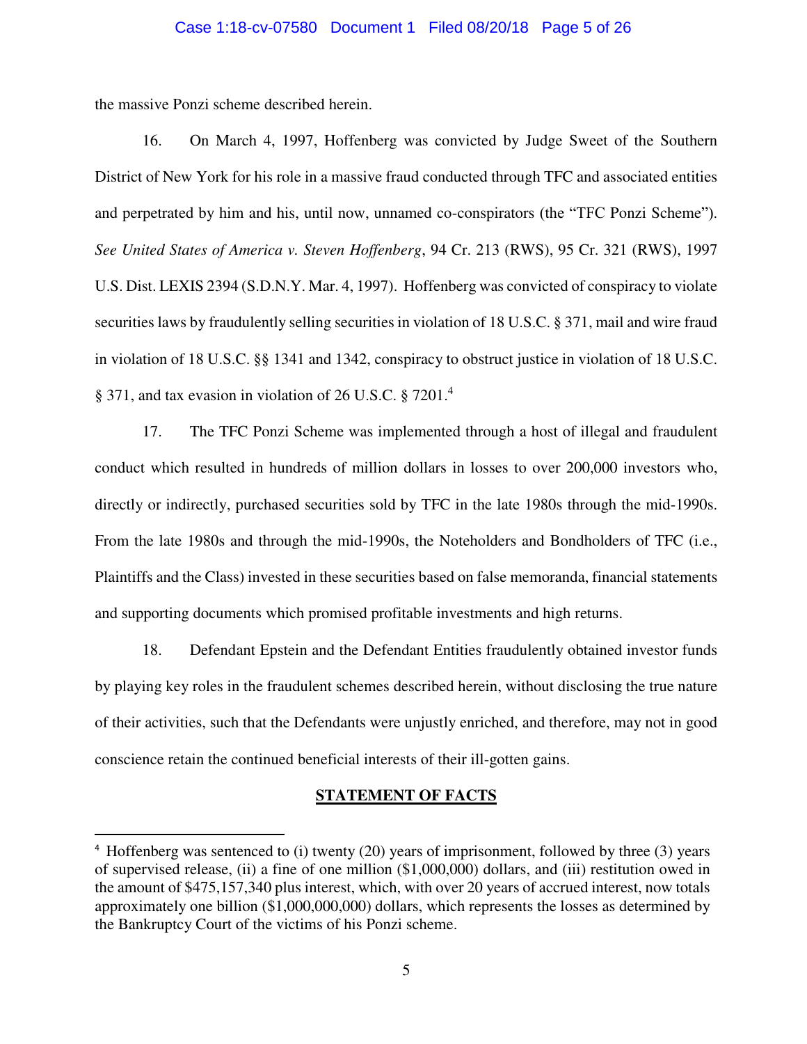the massive Ponzi scheme described herein.

16. On March 4, 1997, Hoffenberg was convicted by Judge Sweet of the Southern District of New York for his role in a massive fraud conducted through TFC and associated entities and perpetrated by him and his, until now, unnamed co-conspirators (the "TFC Ponzi Scheme"). *See United States of America v. Steven Hoffenberg*, 94 Cr. 213 (RWS), 95 Cr. 321 (RWS), 1997 U.S. Dist. LEXIS 2394 (S.D.N.Y. Mar. 4, 1997). Hoffenberg was convicted of conspiracy to violate securities laws by fraudulently selling securities in violation of 18 U.S.C. § 371, mail and wire fraud in violation of 18 U.S.C. §§ 1341 and 1342, conspiracy to obstruct justice in violation of 18 U.S.C. § 371, and tax evasion in violation of 26 U.S.C. § 7201.[4]

17. The TFC Ponzi Scheme was implemented through a host of illegal and fraudulent conduct which resulted in hundreds of million dollars in losses to over 200,000 investors who, directly or indirectly, purchased securities sold by TFC in the late 1980s through the mid-1990s. From the late 1980s and through the mid-1990s, the Noteholders and Bondholders of TFC (i.e., Plaintiffs and the Class) invested in these securities based on false memoranda, financial statements and supporting documents which promised profitable investments and high returns.

18. Defendant Epstein and the Defendant Entities fraudulently obtained investor funds by playing key roles in the fraudulent schemes described herein, without disclosing the true nature of their activities, such that the Defendants were unjustly enriched, and therefore, may not in good conscience retain the continued beneficial interests of their ill-gotten gains.

## STATEMENT OF FACTS

[4] Hoffenberg was sentenced to (i) twenty (20) years of imprisonment, followed by three (3) years of supervised release, (ii) a fine of one million ($1,000,000) dollars, and (iii) restitution owed in the amount of $475,157,340 plus interest, which, with over 20 years of accrued interest, now totals approximately one billion ($1,000,000,000) dollars, which represents the losses as determined by the Bankruptcy Court of the victims of his Ponzi scheme.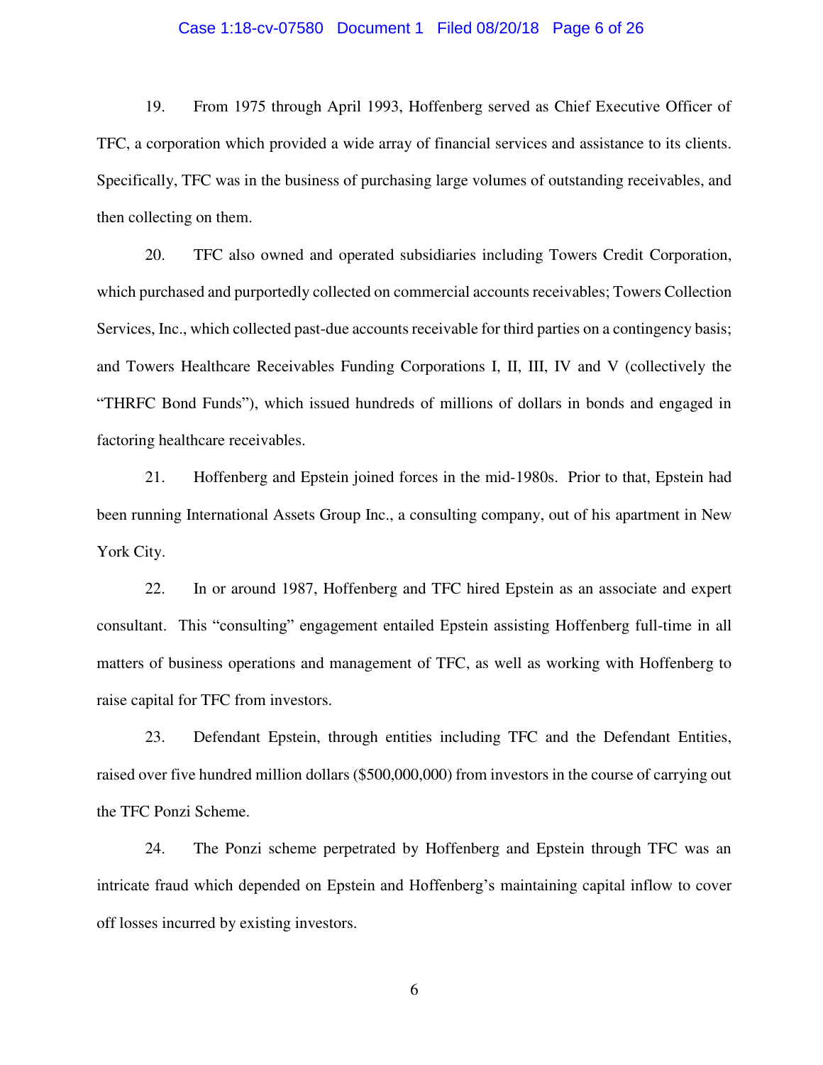19. From 1975 through April 1993, Hoffenberg served as Chief Executive Officer of TFC, a corporation which provided a wide array of financial services and assistance to its clients. Specifically, TFC was in the business of purchasing large volumes of outstanding receivables, and then collecting on them.

20. TFC also owned and operated subsidiaries including Towers Credit Corporation, which purchased and purportedly collected on commercial accounts receivables; Towers Collection Services, Inc., which collected past-due accounts receivable for third parties on a contingency basis; and Towers Healthcare Receivables Funding Corporations I, II, III, IV and V (collectively the "THRFC Bond Funds"), which issued hundreds of millions of dollars in bonds and engaged in factoring healthcare receivables.

21. Hoffenberg and Epstein joined forces in the mid-1980s. Prior to that, Epstein had been running International Assets Group Inc., a consulting company, out of his apartment in New York City.

22. In or around 1987, Hoffenberg and TFC hired Epstein as an associate and expert consultant. This "consulting" engagement entailed Epstein assisting Hoffenberg full-time in all matters of business operations and management of TFC, as well as working with Hoffenberg to raise capital for TFC from investors.

23. Defendant Epstein, through entities including TFC and the Defendant Entities, raised over five hundred million dollars ($500,000,000) from investors in the course of carrying out the TFC Ponzi Scheme.

24. The Ponzi scheme perpetrated by Hoffenberg and Epstein through TFC was an intricate fraud which depended on Epstein and Hoffenberg's maintaining capital inflow to cover off losses incurred by existing investors.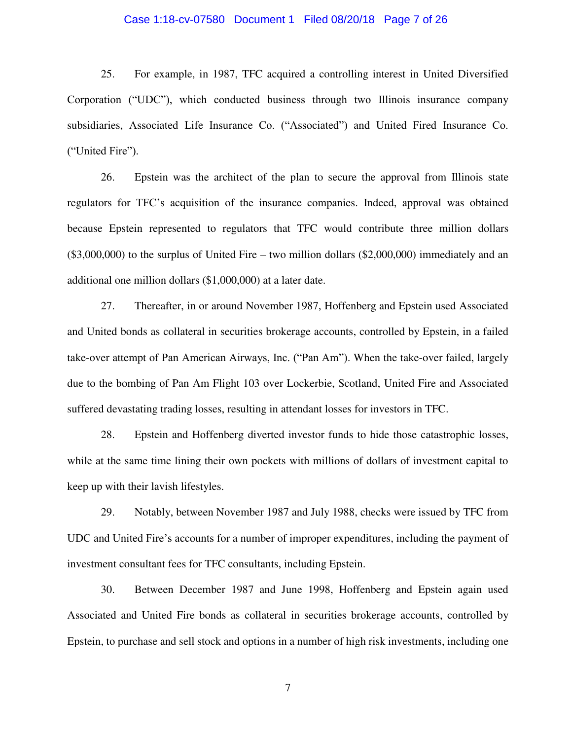25. For example, in 1987, TFC acquired a controlling interest in United Diversified Corporation ("UDC"), which conducted business through two Illinois insurance company subsidiaries, Associated Life Insurance Co. ("Associated") and United Fired Insurance Co. ("United Fire").

26. Epstein was the architect of the plan to secure the approval from Illinois state regulators for TFC's acquisition of the insurance companies. Indeed, approval was obtained because Epstein represented to regulators that TFC would contribute three million dollars ($3,000,000) to the surplus of United Fire – two million dollars ($2,000,000) immediately and an additional one million dollars ($1,000,000) at a later date.

27. Thereafter, in or around November 1987, Hoffenberg and Epstein used Associated and United bonds as collateral in securities brokerage accounts, controlled by Epstein, in a failed take-over attempt of Pan American Airways, Inc. ("Pan Am"). When the take-over failed, largely due to the bombing of Pan Am Flight 103 over Lockerbie, Scotland, United Fire and Associated suffered devastating trading losses, resulting in attendant losses for investors in TFC.

28. Epstein and Hoffenberg diverted investor funds to hide those catastrophic losses, while at the same time lining their own pockets with millions of dollars of investment capital to keep up with their lavish lifestyles.

29. Notably, between November 1987 and July 1988, checks were issued by TFC from UDC and United Fire's accounts for a number of improper expenditures, including the payment of investment consultant fees for TFC consultants, including Epstein.

30. Between December 1987 and June 1998, Hoffenberg and Epstein again used Associated and United Fire bonds as collateral in securities brokerage accounts, controlled by Epstein, to purchase and sell stock and options in a number of high risk investments, including one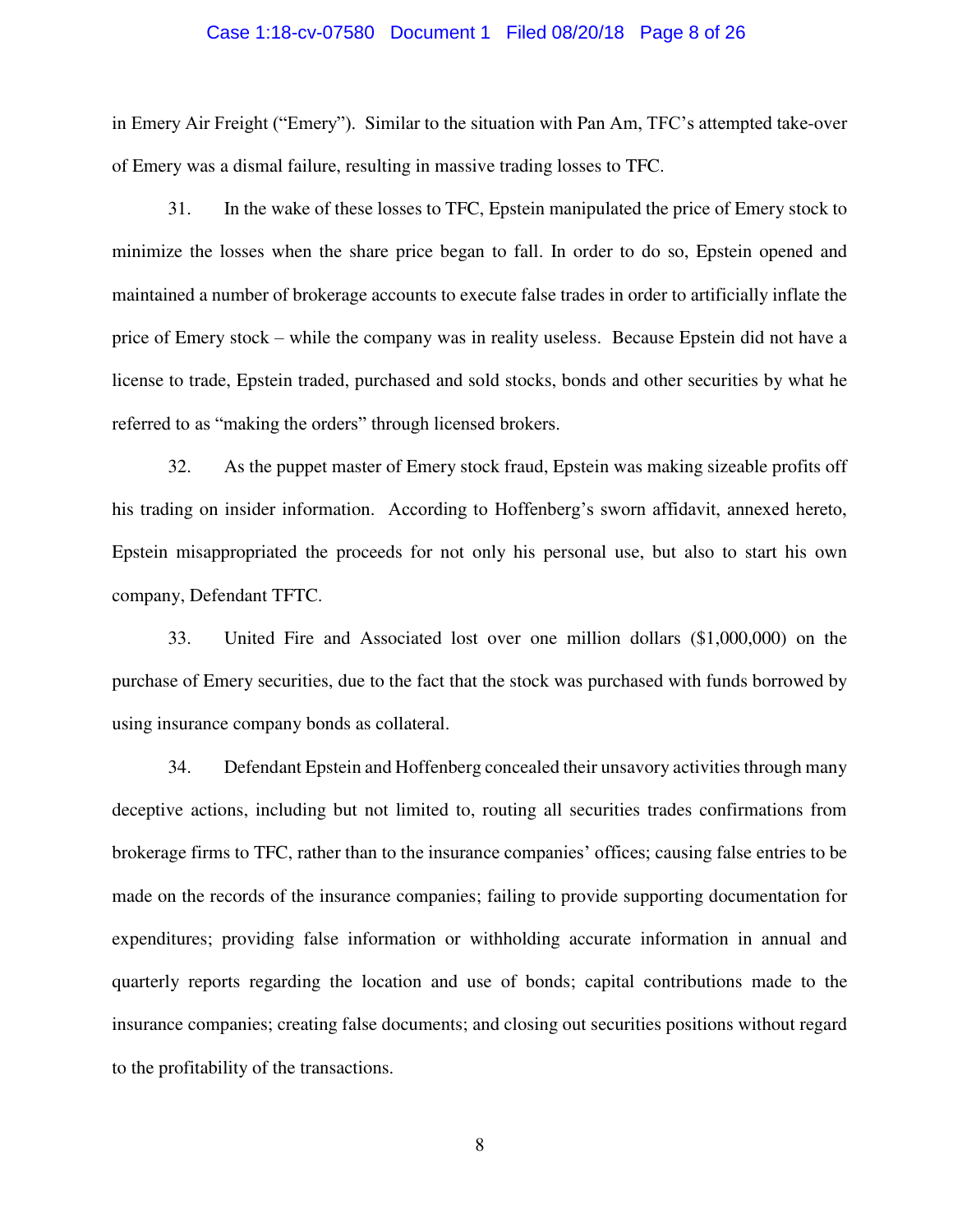in Emery Air Freight ("Emery"). Similar to the situation with Pan Am, TFC's attempted take-over of Emery was a dismal failure, resulting in massive trading losses to TFC.

31. In the wake of these losses to TFC, Epstein manipulated the price of Emery stock to minimize the losses when the share price began to fall. In order to do so, Epstein opened and maintained a number of brokerage accounts to execute false trades in order to artificially inflate the price of Emery stock – while the company was in reality useless. Because Epstein did not have a license to trade, Epstein traded, purchased and sold stocks, bonds and other securities by what he referred to as "making the orders" through licensed brokers.

32. As the puppet master of Emery stock fraud, Epstein was making sizeable profits off his trading on insider information. According to Hoffenberg's sworn affidavit, annexed hereto, Epstein misappropriated the proceeds for not only his personal use, but also to start his own company, Defendant TFTC.

33. United Fire and Associated lost over one million dollars ($1,000,000) on the purchase of Emery securities, due to the fact that the stock was purchased with funds borrowed by using insurance company bonds as collateral.

34. Defendant Epstein and Hoffenberg concealed their unsavory activities through many deceptive actions, including but not limited to, routing all securities trades confirmations from brokerage firms to TFC, rather than to the insurance companies' offices; causing false entries to be made on the records of the insurance companies; failing to provide supporting documentation for expenditures; providing false information or withholding accurate information in annual and quarterly reports regarding the location and use of bonds; capital contributions made to the insurance companies; creating false documents; and closing out securities positions without regard to the profitability of the transactions.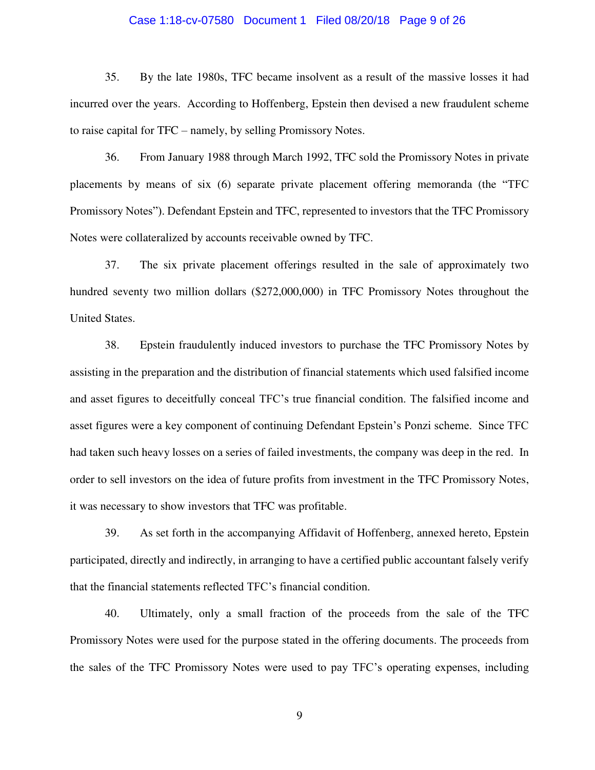35. By the late 1980s, TFC became insolvent as a result of the massive losses it had incurred over the years. According to Hoffenberg, Epstein then devised a new fraudulent scheme to raise capital for TFC – namely, by selling Promissory Notes.

36. From January 1988 through March 1992, TFC sold the Promissory Notes in private placements by means of six (6) separate private placement offering memoranda (the "TFC Promissory Notes"). Defendant Epstein and TFC, represented to investors that the TFC Promissory Notes were collateralized by accounts receivable owned by TFC.

37. The six private placement offerings resulted in the sale of approximately two hundred seventy two million dollars ($272,000,000) in TFC Promissory Notes throughout the United States.

38. Epstein fraudulently induced investors to purchase the TFC Promissory Notes by assisting in the preparation and the distribution of financial statements which used falsified income and asset figures to deceitfully conceal TFC's true financial condition. The falsified income and asset figures were a key component of continuing Defendant Epstein's Ponzi scheme. Since TFC had taken such heavy losses on a series of failed investments, the company was deep in the red. In order to sell investors on the idea of future profits from investment in the TFC Promissory Notes, it was necessary to show investors that TFC was profitable.

39. As set forth in the accompanying Affidavit of Hoffenberg, annexed hereto, Epstein participated, directly and indirectly, in arranging to have a certified public accountant falsely verify that the financial statements reflected TFC's financial condition.

40. Ultimately, only a small fraction of the proceeds from the sale of the TFC Promissory Notes were used for the purpose stated in the offering documents. The proceeds from the sales of the TFC Promissory Notes were used to pay TFC's operating expenses, including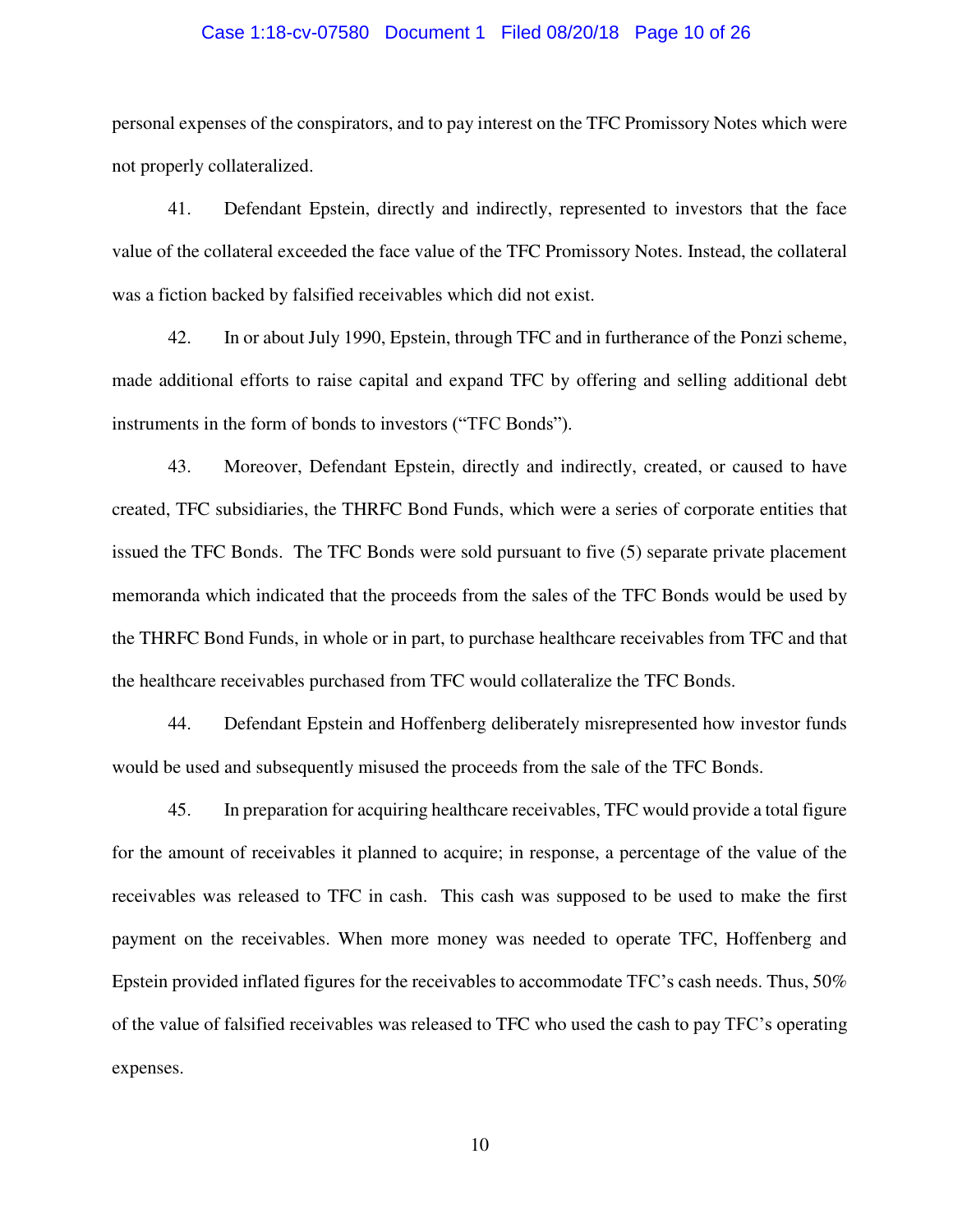personal expenses of the conspirators, and to pay interest on the TFC Promissory Notes which were not properly collateralized.

41. Defendant Epstein, directly and indirectly, represented to investors that the face value of the collateral exceeded the face value of the TFC Promissory Notes. Instead, the collateral was a fiction backed by falsified receivables which did not exist.

42. In or about July 1990, Epstein, through TFC and in furtherance of the Ponzi scheme, made additional efforts to raise capital and expand TFC by offering and selling additional debt instruments in the form of bonds to investors ("TFC Bonds").

43. Moreover, Defendant Epstein, directly and indirectly, created, or caused to have created, TFC subsidiaries, the THRFC Bond Funds, which were a series of corporate entities that issued the TFC Bonds. The TFC Bonds were sold pursuant to five (5) separate private placement memoranda which indicated that the proceeds from the sales of the TFC Bonds would be used by the THRFC Bond Funds, in whole or in part, to purchase healthcare receivables from TFC and that the healthcare receivables purchased from TFC would collateralize the TFC Bonds.

44. Defendant Epstein and Hoffenberg deliberately misrepresented how investor funds would be used and subsequently misused the proceeds from the sale of the TFC Bonds.

45. In preparation for acquiring healthcare receivables, TFC would provide a total figure for the amount of receivables it planned to acquire; in response, a percentage of the value of the receivables was released to TFC in cash. This cash was supposed to be used to make the first payment on the receivables. When more money was needed to operate TFC, Hoffenberg and Epstein provided inflated figures for the receivables to accommodate TFC's cash needs. Thus, 50% of the value of falsified receivables was released to TFC who used the cash to pay TFC's operating expenses.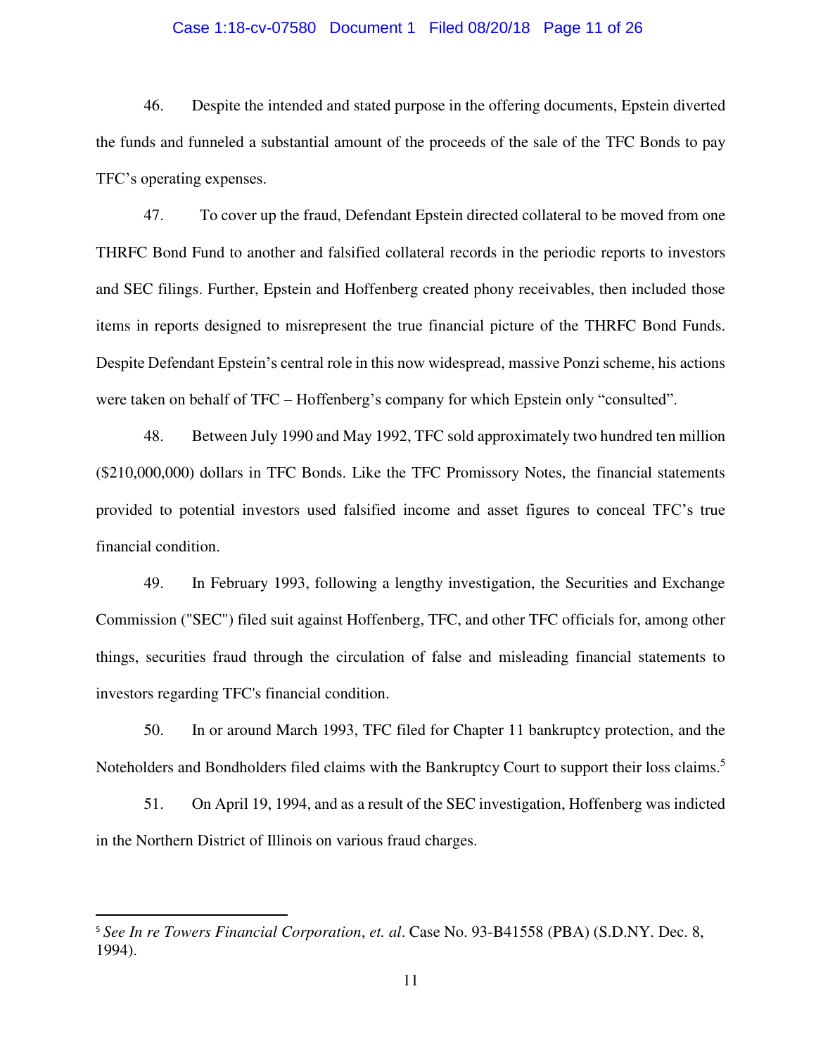46. Despite the intended and stated purpose in the offering documents, Epstein diverted the funds and funneled a substantial amount of the proceeds of the sale of the TFC Bonds to pay TFC's operating expenses.

47. To cover up the fraud, Defendant Epstein directed collateral to be moved from one THRFC Bond Fund to another and falsified collateral records in the periodic reports to investors and SEC filings. Further, Epstein and Hoffenberg created phony receivables, then included those items in reports designed to misrepresent the true financial picture of the THRFC Bond Funds. Despite Defendant Epstein's central role in this now widespread, massive Ponzi scheme, his actions were taken on behalf of TFC – Hoffenberg's company for which Epstein only "consulted".

48. Between July 1990 and May 1992, TFC sold approximately two hundred ten million ($210,000,000) dollars in TFC Bonds. Like the TFC Promissory Notes, the financial statements provided to potential investors used falsified income and asset figures to conceal TFC's true financial condition.

49. In February 1993, following a lengthy investigation, the Securities and Exchange Commission ("SEC") filed suit against Hoffenberg, TFC, and other TFC officials for, among other things, securities fraud through the circulation of false and misleading financial statements to investors regarding TFC's financial condition.

50. In or around March 1993, TFC filed for Chapter 11 bankruptcy protection, and the Noteholders and Bondholders filed claims with the Bankruptcy Court to support their loss claims.[5]

51. On April 19, 1994, and as a result of the SEC investigation, Hoffenberg was indicted in the Northern District of Illinois on various fraud charges.

---

[5] *See In re Towers Financial Corporation*, *et. al*. Case No. 93-B41558 (PBA) (S.D.NY. Dec. 8, 1994).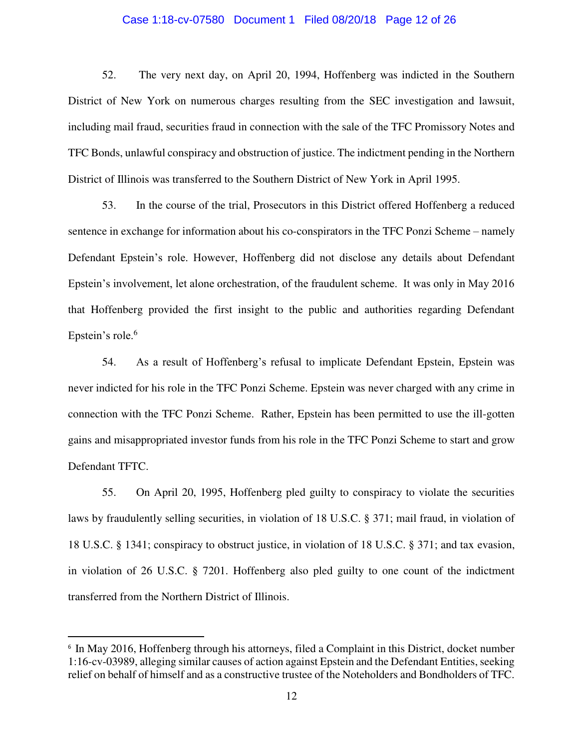52. The very next day, on April 20, 1994, Hoffenberg was indicted in the Southern District of New York on numerous charges resulting from the SEC investigation and lawsuit, including mail fraud, securities fraud in connection with the sale of the TFC Promissory Notes and TFC Bonds, unlawful conspiracy and obstruction of justice. The indictment pending in the Northern District of Illinois was transferred to the Southern District of New York in April 1995.

53. In the course of the trial, Prosecutors in this District offered Hoffenberg a reduced sentence in exchange for information about his co-conspirators in the TFC Ponzi Scheme – namely Defendant Epstein's role. However, Hoffenberg did not disclose any details about Defendant Epstein's involvement, let alone orchestration, of the fraudulent scheme. It was only in May 2016 that Hoffenberg provided the first insight to the public and authorities regarding Defendant Epstein's role.[6]

54. As a result of Hoffenberg's refusal to implicate Defendant Epstein, Epstein was never indicted for his role in the TFC Ponzi Scheme. Epstein was never charged with any crime in connection with the TFC Ponzi Scheme. Rather, Epstein has been permitted to use the ill-gotten gains and misappropriated investor funds from his role in the TFC Ponzi Scheme to start and grow Defendant TFTC.

55. On April 20, 1995, Hoffenberg pled guilty to conspiracy to violate the securities laws by fraudulently selling securities, in violation of 18 U.S.C. § 371; mail fraud, in violation of 18 U.S.C. § 1341; conspiracy to obstruct justice, in violation of 18 U.S.C. § 371; and tax evasion, in violation of 26 U.S.C. § 7201. Hoffenberg also pled guilty to one count of the indictment transferred from the Northern District of Illinois.

---

[6] In May 2016, Hoffenberg through his attorneys, filed a Complaint in this District, docket number 1:16-cv-03989, alleging similar causes of action against Epstein and the Defendant Entities, seeking relief on behalf of himself and as a constructive trustee of the Noteholders and Bondholders of TFC.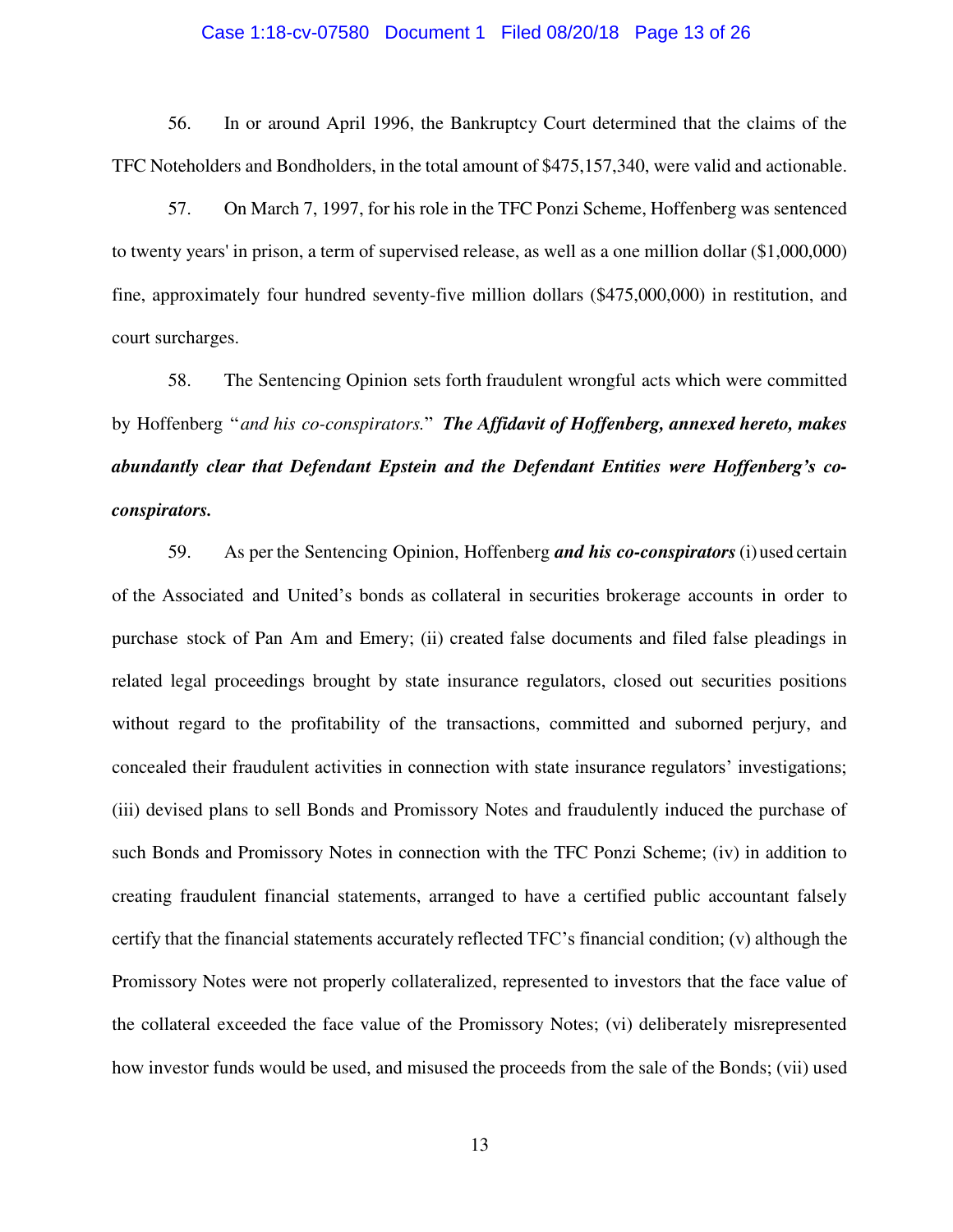56. In or around April 1996, the Bankruptcy Court determined that the claims of the TFC Noteholders and Bondholders, in the total amount of $475,157,340, were valid and actionable.

57. On March 7, 1997, for his role in the TFC Ponzi Scheme, Hoffenberg was sentenced to twenty years' in prison, a term of supervised release, as well as a one million dollar ($1,000,000) fine, approximately four hundred seventy-five million dollars ($475,000,000) in restitution, and court surcharges.

58. The Sentencing Opinion sets forth fraudulent wrongful acts which were committed by Hoffenberg "*and his co-conspirators.*" ***The Affidavit of Hoffenberg, annexed hereto, makes abundantly clear that Defendant Epstein and the Defendant Entities were Hoffenberg's co-conspirators.***

59. As per the Sentencing Opinion, Hoffenberg ***and his co-conspirators*** (i) used certain of the Associated and United's bonds as collateral in securities brokerage accounts in order to purchase stock of Pan Am and Emery; (ii) created false documents and filed false pleadings in related legal proceedings brought by state insurance regulators, closed out securities positions without regard to the profitability of the transactions, committed and suborned perjury, and concealed their fraudulent activities in connection with state insurance regulators' investigations; (iii) devised plans to sell Bonds and Promissory Notes and fraudulently induced the purchase of such Bonds and Promissory Notes in connection with the TFC Ponzi Scheme; (iv) in addition to creating fraudulent financial statements, arranged to have a certified public accountant falsely certify that the financial statements accurately reflected TFC's financial condition; (v) although the Promissory Notes were not properly collateralized, represented to investors that the face value of the collateral exceeded the face value of the Promissory Notes; (vi) deliberately misrepresented how investor funds would be used, and misused the proceeds from the sale of the Bonds; (vii) used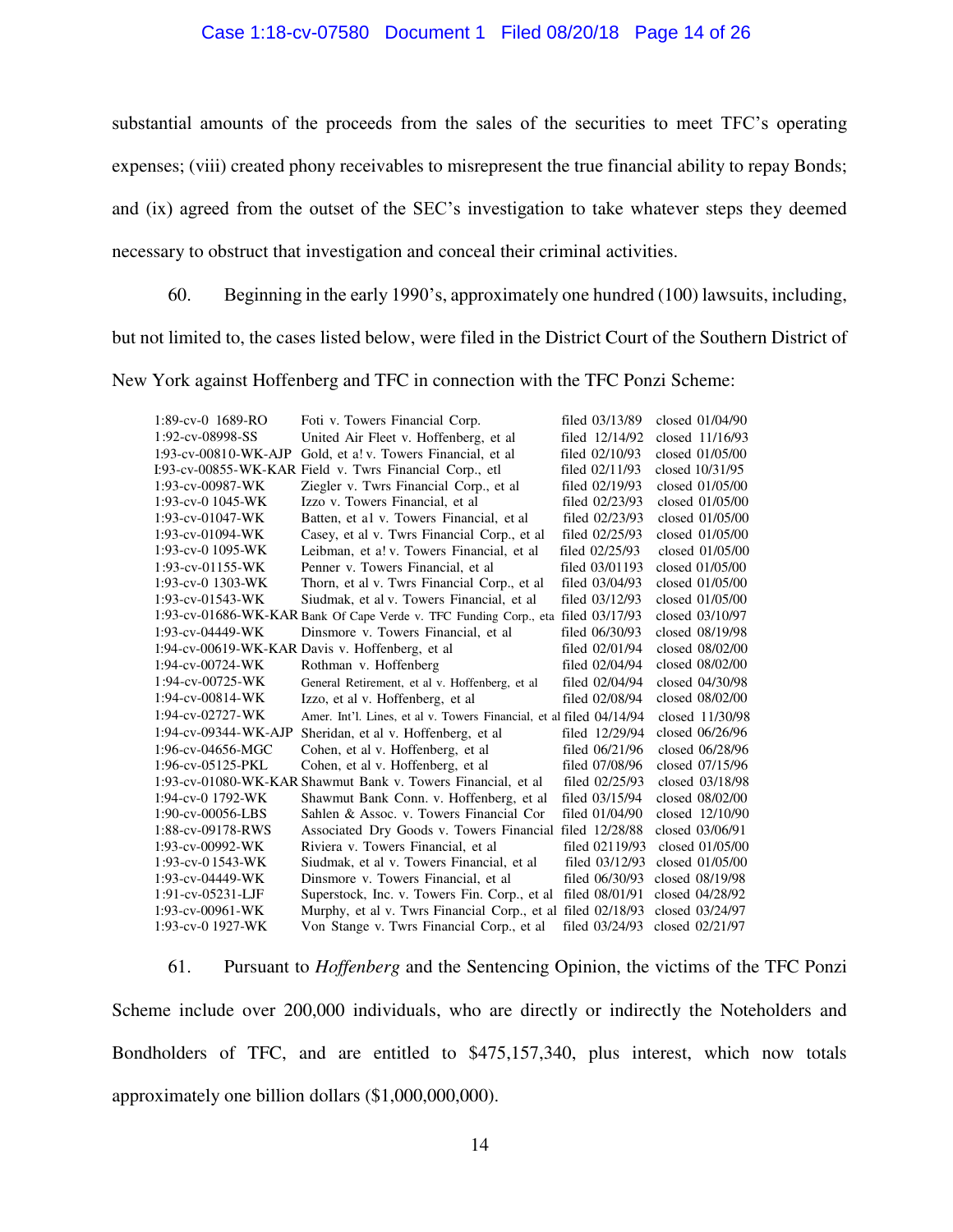substantial amounts of the proceeds from the sales of the securities to meet TFC's operating expenses; (viii) created phony receivables to misrepresent the true financial ability to repay Bonds; and (ix) agreed from the outset of the SEC's investigation to take whatever steps they deemed necessary to obstruct that investigation and conceal their criminal activities.

60. Beginning in the early 1990's, approximately one hundred (100) lawsuits, including, but not limited to, the cases listed below, were filed in the District Court of the Southern District of New York against Hoffenberg and TFC in connection with the TFC Ponzi Scheme:

| | | | |
|---|---|---|---|
| 1:89-cv-0 1689-RO | Foti v. Towers Financial Corp. | filed 03/13/89 | closed 01/04/90 |
| 1:92-cv-08998-SS | United Air Fleet v. Hoffenberg, et al | filed 12/14/92 | closed 11/16/93 |
| 1:93-cv-00810-WK-AJP | Gold, et a! v. Towers Financial, et al | filed 02/10/93 | closed 01/05/00 |
| I:93-cv-00855-WK-KAR | Field v. Twrs Financial Corp., etl | filed 02/11/93 | closed 10/31/95 |
| 1:93-cv-00987-WK | Ziegler v. Twrs Financial Corp., et al | filed 02/19/93 | closed 01/05/00 |
| 1:93-cv-0 1045-WK | Izzo v. Towers Financial, et al | filed 02/23/93 | closed 01/05/00 |
| 1:93-cv-01047-WK | Batten, et a1 v. Towers Financial, et al | filed 02/23/93 | closed 01/05/00 |
| 1:93-cv-01094-WK | Casey, et al v. Twrs Financial Corp., et al | filed 02/25/93 | closed 01/05/00 |
| 1:93-cv-0 1095-WK | Leibman, et a! v. Towers Financial, et al | filed 02/25/93 | closed 01/05/00 |
| 1:93-cv-01155-WK | Penner v. Towers Financial, et al | filed 03/01193 | closed 01/05/00 |
| 1:93-cv-0 1303-WK | Thorn, et al v. Twrs Financial Corp., et al | filed 03/04/93 | closed 01/05/00 |
| 1:93-cv-01543-WK | Siudmak, et al v. Towers Financial, et al | filed 03/12/93 | closed 01/05/00 |
| 1:93-cv-01686-WK-KAR | Bank Of Cape Verde v. TFC Funding Corp., eta | filed 03/17/93 | closed 03/10/97 |
| 1:93-cv-04449-WK | Dinsmore v. Towers Financial, et al | filed 06/30/93 | closed 08/19/98 |
| 1:94-cv-00619-WK-KAR | Davis v. Hoffenberg, et al | filed 02/01/94 | closed 08/02/00 |
| 1:94-cv-00724-WK | Rothman v. Hoffenberg | filed 02/04/94 | closed 08/02/00 |
| 1:94-cv-00725-WK | General Retirement, et al v. Hoffenberg, et al | filed 02/04/94 | closed 04/30/98 |
| 1:94-cv-00814-WK | Izzo, et al v. Hoffenberg, et al | filed 02/08/94 | closed 08/02/00 |
| 1:94-cv-02727-WK | Amer. Int'l. Lines, et al v. Towers Financial, et al | filed 04/14/94 | closed 11/30/98 |
| 1:94-cv-09344-WK-AJP | Sheridan, et al v. Hoffenberg, et al | filed 12/29/94 | closed 06/26/96 |
| 1:96-cv-04656-MGC | Cohen, et al v. Hoffenberg, et al | filed 06/21/96 | closed 06/28/96 |
| 1:96-cv-05125-PKL | Cohen, et al v. Hoffenberg, et al | filed 07/08/96 | closed 07/15/96 |
| 1:93-cv-01080-WK-KAR | Shawmut Bank v. Towers Financial, et al | filed 02/25/93 | closed 03/18/98 |
| 1:94-cv-0 1792-WK | Shawmut Bank Conn. v. Hoffenberg, et al | filed 03/15/94 | closed 08/02/00 |
| 1:90-cv-00056-LBS | Sahlen & Assoc. v. Towers Financial Cor | filed 01/04/90 | closed 12/10/90 |
| 1:88-cv-09178-RWS | Associated Dry Goods v. Towers Financial | filed 12/28/88 | closed 03/06/91 |
| 1:93-cv-00992-WK | Riviera v. Towers Financial, et al | filed 02119/93 | closed 01/05/00 |
| 1:93-cv-0 1543-WK | Siudmak, et al v. Towers Financial, et al | filed 03/12/93 | closed 01/05/00 |
| 1:93-cv-04449-WK | Dinsmore v. Towers Financial, et al | filed 06/30/93 | closed 08/19/98 |
| 1:91-cv-05231-LJF | Superstock, Inc. v. Towers Fin. Corp., et al | filed 08/01/91 | closed 04/28/92 |
| 1:93-cv-00961-WK | Murphy, et al v. Twrs Financial Corp., et al | filed 02/18/93 | closed 03/24/97 |
| 1:93-cv-0 1927-WK | Von Stange v. Twrs Financial Corp., et al | filed 03/24/93 | closed 02/21/97 |

61. Pursuant to *Hoffenberg* and the Sentencing Opinion, the victims of the TFC Ponzi Scheme include over 200,000 individuals, who are directly or indirectly the Noteholders and Bondholders of TFC, and are entitled to $475,157,340, plus interest, which now totals approximately one billion dollars ($1,000,000,000).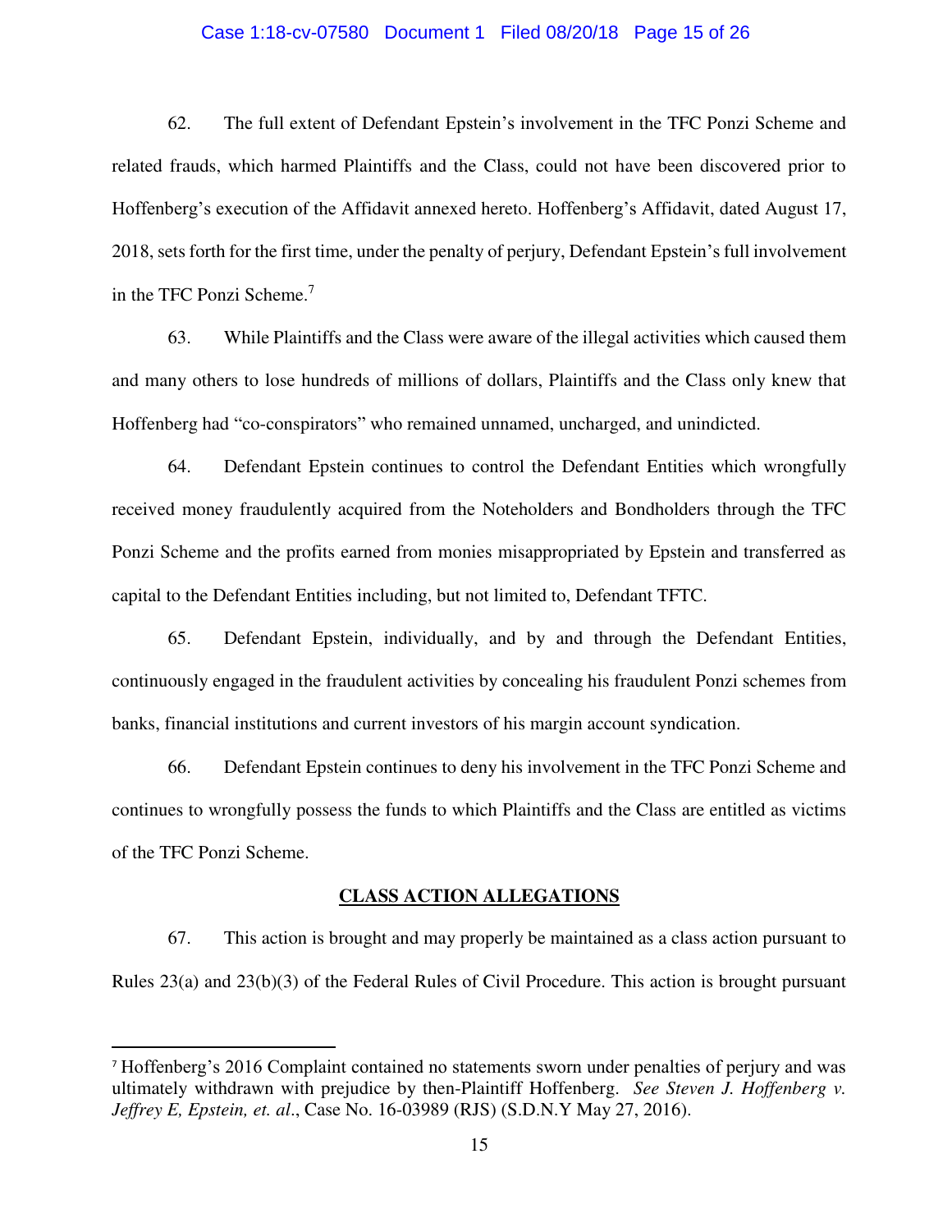62. The full extent of Defendant Epstein's involvement in the TFC Ponzi Scheme and related frauds, which harmed Plaintiffs and the Class, could not have been discovered prior to Hoffenberg's execution of the Affidavit annexed hereto. Hoffenberg's Affidavit, dated August 17, 2018, sets forth for the first time, under the penalty of perjury, Defendant Epstein's full involvement in the TFC Ponzi Scheme.[7]

63. While Plaintiffs and the Class were aware of the illegal activities which caused them and many others to lose hundreds of millions of dollars, Plaintiffs and the Class only knew that Hoffenberg had "co-conspirators" who remained unnamed, uncharged, and unindicted.

64. Defendant Epstein continues to control the Defendant Entities which wrongfully received money fraudulently acquired from the Noteholders and Bondholders through the TFC Ponzi Scheme and the profits earned from monies misappropriated by Epstein and transferred as capital to the Defendant Entities including, but not limited to, Defendant TFTC.

65. Defendant Epstein, individually, and by and through the Defendant Entities, continuously engaged in the fraudulent activities by concealing his fraudulent Ponzi schemes from banks, financial institutions and current investors of his margin account syndication.

66. Defendant Epstein continues to deny his involvement in the TFC Ponzi Scheme and continues to wrongfully possess the funds to which Plaintiffs and the Class are entitled as victims of the TFC Ponzi Scheme.

## CLASS ACTION ALLEGATIONS

67. This action is brought and may properly be maintained as a class action pursuant to Rules 23(a) and 23(b)(3) of the Federal Rules of Civil Procedure. This action is brought pursuant

---

[7] Hoffenberg's 2016 Complaint contained no statements sworn under penalties of perjury and was ultimately withdrawn with prejudice by then-Plaintiff Hoffenberg. *See Steven J. Hoffenberg v. Jeffrey E, Epstein, et. al*., Case No. 16-03989 (RJS) (S.D.N.Y May 27, 2016).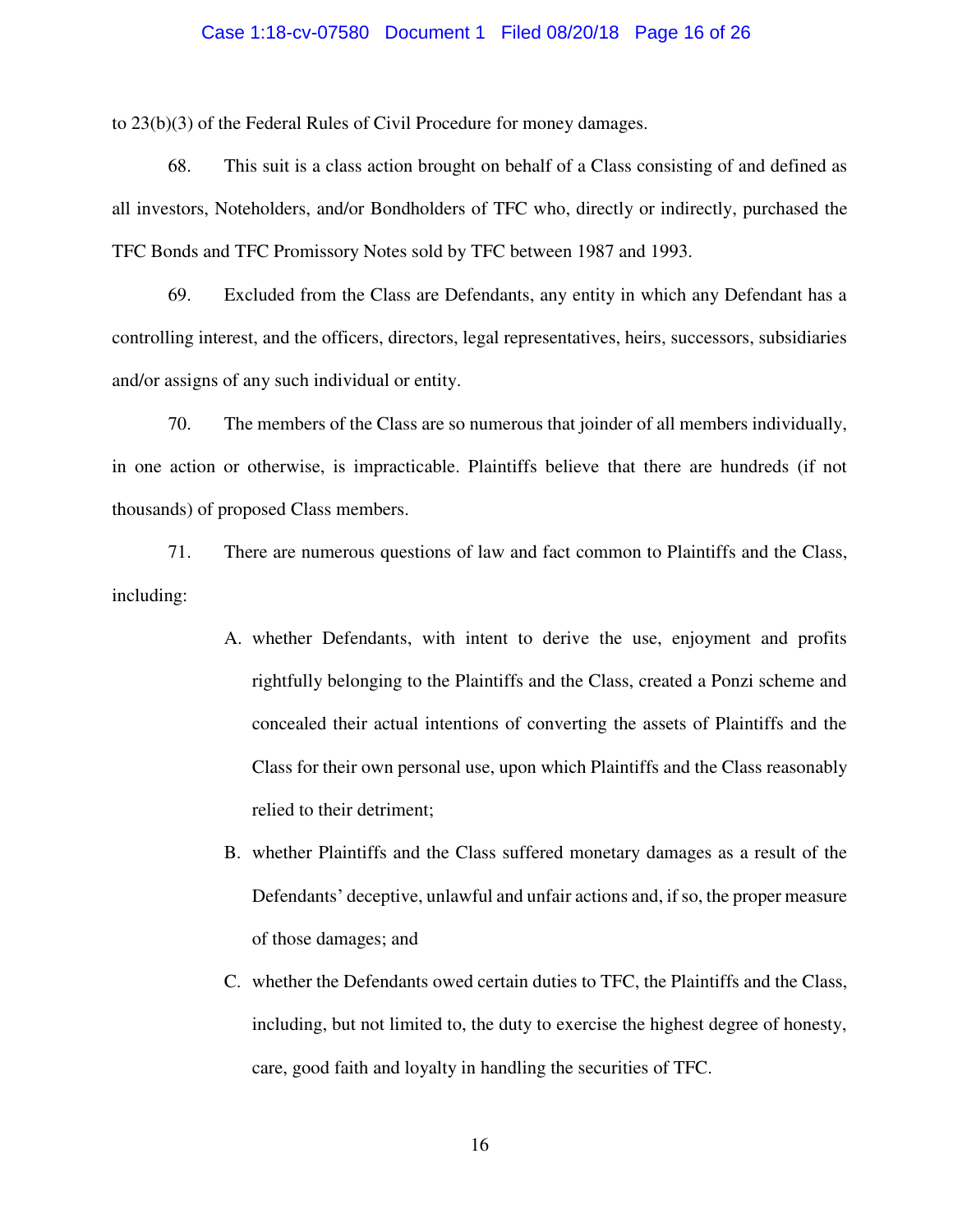to 23(b)(3) of the Federal Rules of Civil Procedure for money damages.

68. This suit is a class action brought on behalf of a Class consisting of and defined as all investors, Noteholders, and/or Bondholders of TFC who, directly or indirectly, purchased the TFC Bonds and TFC Promissory Notes sold by TFC between 1987 and 1993.

69. Excluded from the Class are Defendants, any entity in which any Defendant has a controlling interest, and the officers, directors, legal representatives, heirs, successors, subsidiaries and/or assigns of any such individual or entity.

70. The members of the Class are so numerous that joinder of all members individually, in one action or otherwise, is impracticable. Plaintiffs believe that there are hundreds (if not thousands) of proposed Class members.

71. There are numerous questions of law and fact common to Plaintiffs and the Class, including:

A. whether Defendants, with intent to derive the use, enjoyment and profits rightfully belonging to the Plaintiffs and the Class, created a Ponzi scheme and concealed their actual intentions of converting the assets of Plaintiffs and the Class for their own personal use, upon which Plaintiffs and the Class reasonably relied to their detriment;

B. whether Plaintiffs and the Class suffered monetary damages as a result of the Defendants' deceptive, unlawful and unfair actions and, if so, the proper measure of those damages; and

C. whether the Defendants owed certain duties to TFC, the Plaintiffs and the Class, including, but not limited to, the duty to exercise the highest degree of honesty, care, good faith and loyalty in handling the securities of TFC.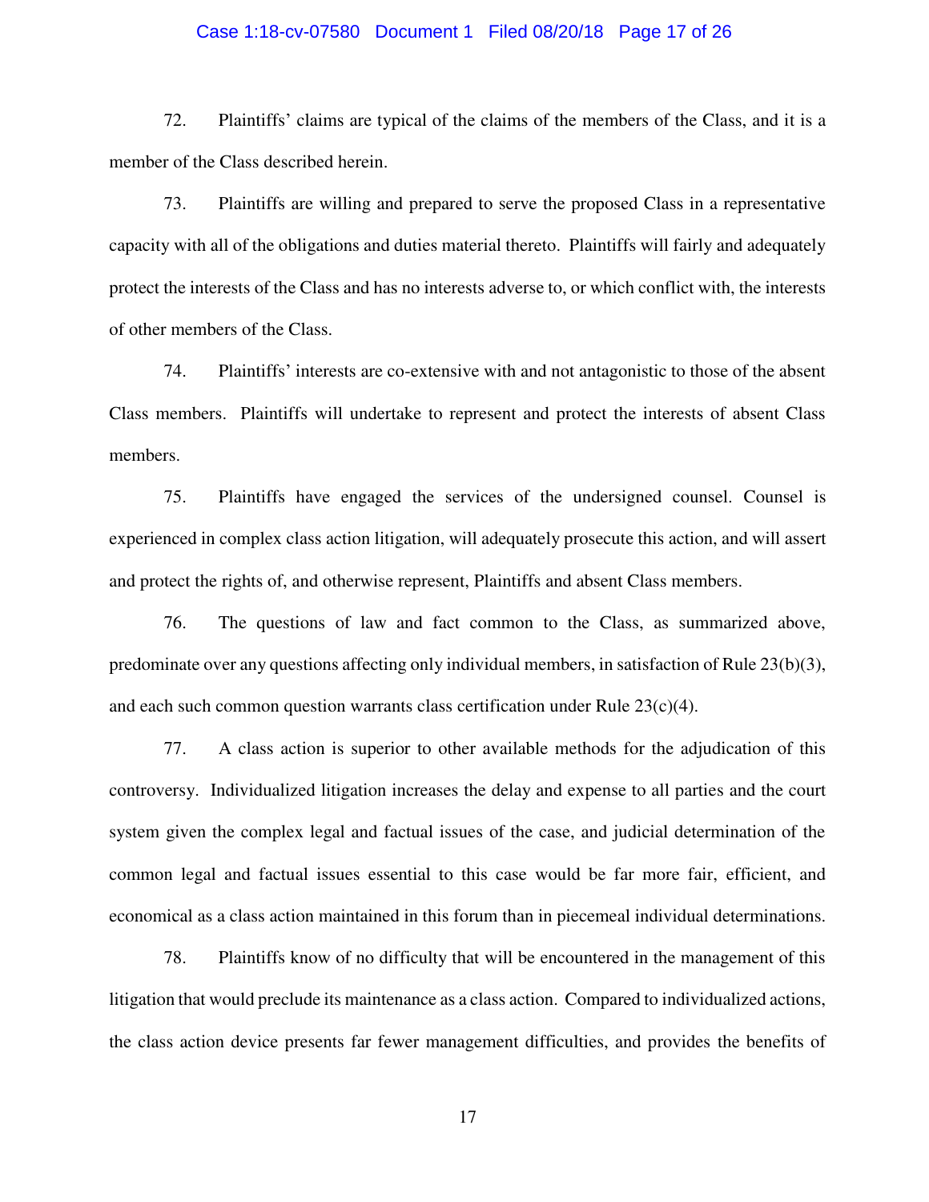72. Plaintiffs' claims are typical of the claims of the members of the Class, and it is a member of the Class described herein.

73. Plaintiffs are willing and prepared to serve the proposed Class in a representative capacity with all of the obligations and duties material thereto. Plaintiffs will fairly and adequately protect the interests of the Class and has no interests adverse to, or which conflict with, the interests of other members of the Class.

74. Plaintiffs' interests are co-extensive with and not antagonistic to those of the absent Class members. Plaintiffs will undertake to represent and protect the interests of absent Class members.

75. Plaintiffs have engaged the services of the undersigned counsel. Counsel is experienced in complex class action litigation, will adequately prosecute this action, and will assert and protect the rights of, and otherwise represent, Plaintiffs and absent Class members.

76. The questions of law and fact common to the Class, as summarized above, predominate over any questions affecting only individual members, in satisfaction of Rule 23(b)(3), and each such common question warrants class certification under Rule 23(c)(4).

77. A class action is superior to other available methods for the adjudication of this controversy. Individualized litigation increases the delay and expense to all parties and the court system given the complex legal and factual issues of the case, and judicial determination of the common legal and factual issues essential to this case would be far more fair, efficient, and economical as a class action maintained in this forum than in piecemeal individual determinations.

78. Plaintiffs know of no difficulty that will be encountered in the management of this litigation that would preclude its maintenance as a class action. Compared to individualized actions, the class action device presents far fewer management difficulties, and provides the benefits of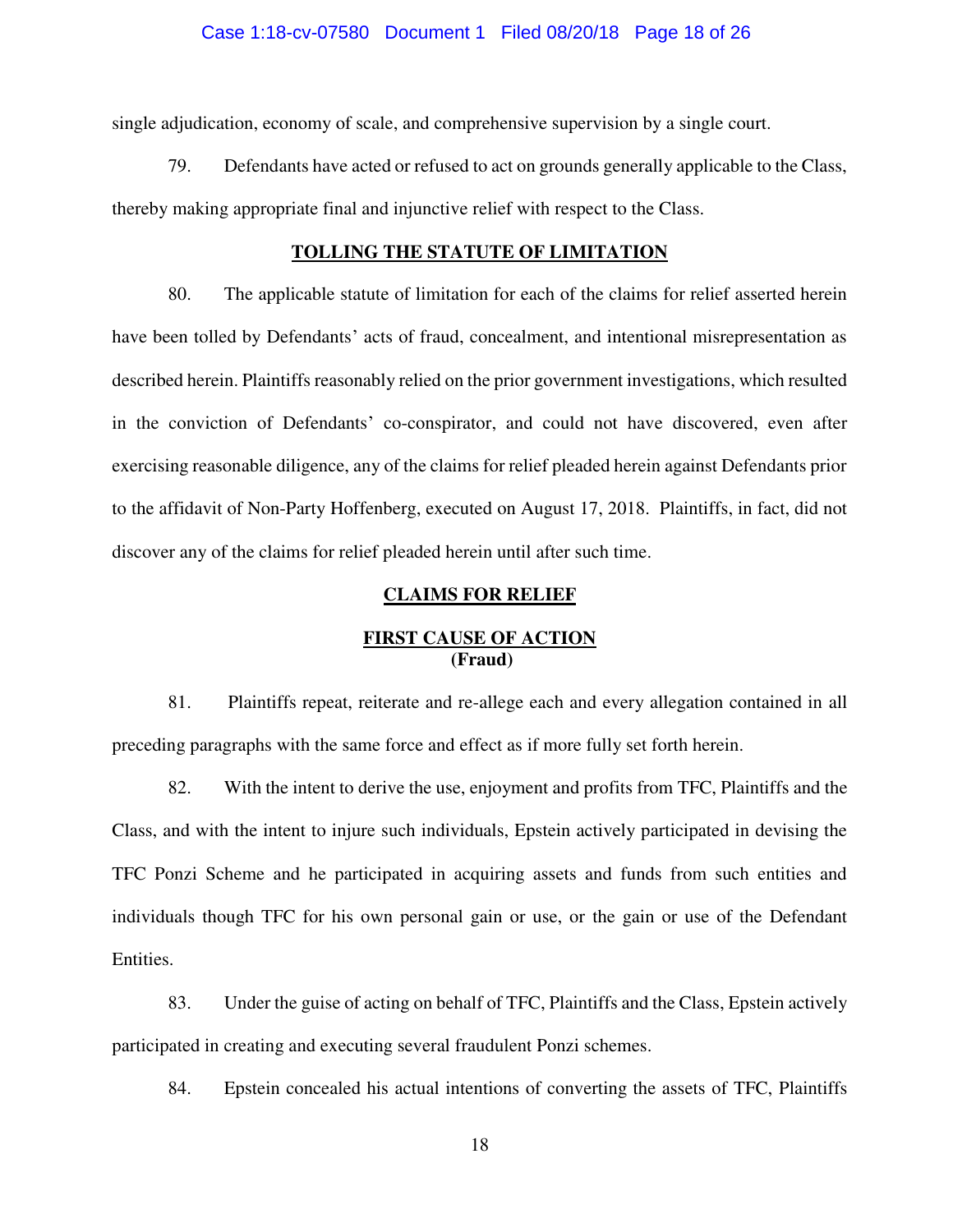single adjudication, economy of scale, and comprehensive supervision by a single court.

79. Defendants have acted or refused to act on grounds generally applicable to the Class, thereby making appropriate final and injunctive relief with respect to the Class.

## TOLLING THE STATUTE OF LIMITATION

80. The applicable statute of limitation for each of the claims for relief asserted herein have been tolled by Defendants' acts of fraud, concealment, and intentional misrepresentation as described herein. Plaintiffs reasonably relied on the prior government investigations, which resulted in the conviction of Defendants' co-conspirator, and could not have discovered, even after exercising reasonable diligence, any of the claims for relief pleaded herein against Defendants prior to the affidavit of Non-Party Hoffenberg, executed on August 17, 2018. Plaintiffs, in fact, did not discover any of the claims for relief pleaded herein until after such time.

## CLAIMS FOR RELIEF

### FIRST CAUSE OF ACTION
**(Fraud)**

81. Plaintiffs repeat, reiterate and re-allege each and every allegation contained in all preceding paragraphs with the same force and effect as if more fully set forth herein.

82. With the intent to derive the use, enjoyment and profits from TFC, Plaintiffs and the Class, and with the intent to injure such individuals, Epstein actively participated in devising the TFC Ponzi Scheme and he participated in acquiring assets and funds from such entities and individuals though TFC for his own personal gain or use, or the gain or use of the Defendant Entities.

83. Under the guise of acting on behalf of TFC, Plaintiffs and the Class, Epstein actively participated in creating and executing several fraudulent Ponzi schemes.

84. Epstein concealed his actual intentions of converting the assets of TFC, Plaintiffs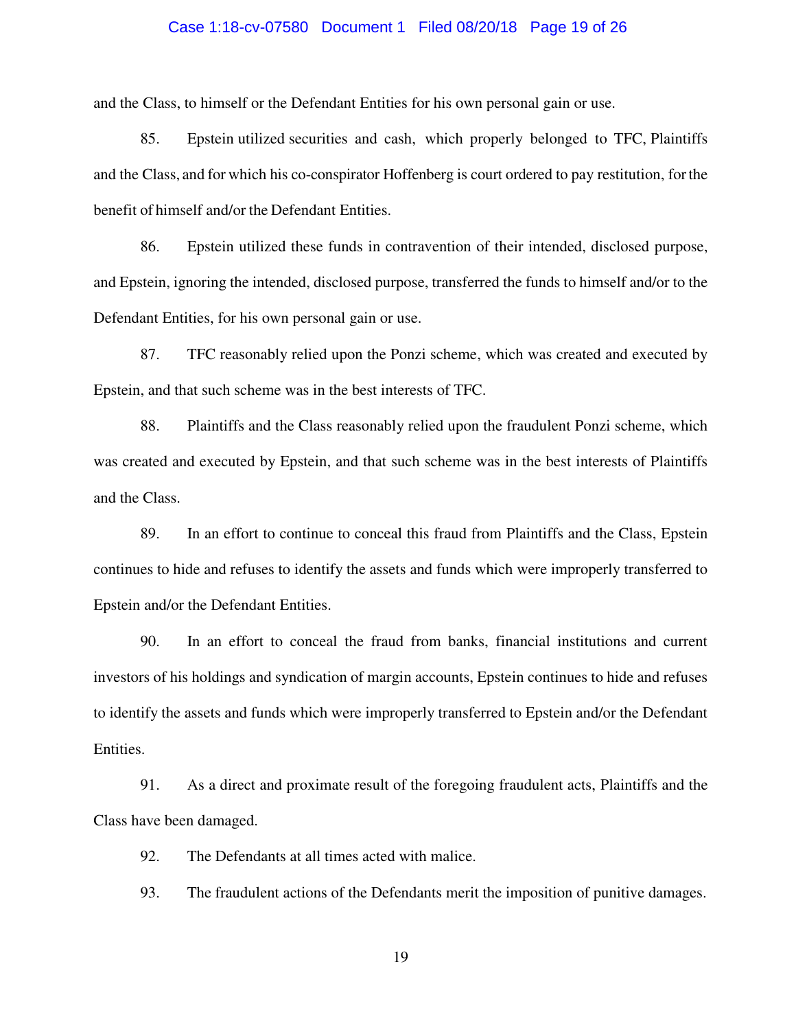and the Class, to himself or the Defendant Entities for his own personal gain or use.

85. Epstein utilized securities and cash, which properly belonged to TFC, Plaintiffs and the Class, and for which his co-conspirator Hoffenberg is court ordered to pay restitution, for the benefit of himself and/or the Defendant Entities.

86. Epstein utilized these funds in contravention of their intended, disclosed purpose, and Epstein, ignoring the intended, disclosed purpose, transferred the funds to himself and/or to the Defendant Entities, for his own personal gain or use.

87. TFC reasonably relied upon the Ponzi scheme, which was created and executed by Epstein, and that such scheme was in the best interests of TFC.

88. Plaintiffs and the Class reasonably relied upon the fraudulent Ponzi scheme, which was created and executed by Epstein, and that such scheme was in the best interests of Plaintiffs and the Class.

89. In an effort to continue to conceal this fraud from Plaintiffs and the Class, Epstein continues to hide and refuses to identify the assets and funds which were improperly transferred to Epstein and/or the Defendant Entities.

90. In an effort to conceal the fraud from banks, financial institutions and current investors of his holdings and syndication of margin accounts, Epstein continues to hide and refuses to identify the assets and funds which were improperly transferred to Epstein and/or the Defendant Entities.

91. As a direct and proximate result of the foregoing fraudulent acts, Plaintiffs and the Class have been damaged.

92. The Defendants at all times acted with malice.

93. The fraudulent actions of the Defendants merit the imposition of punitive damages.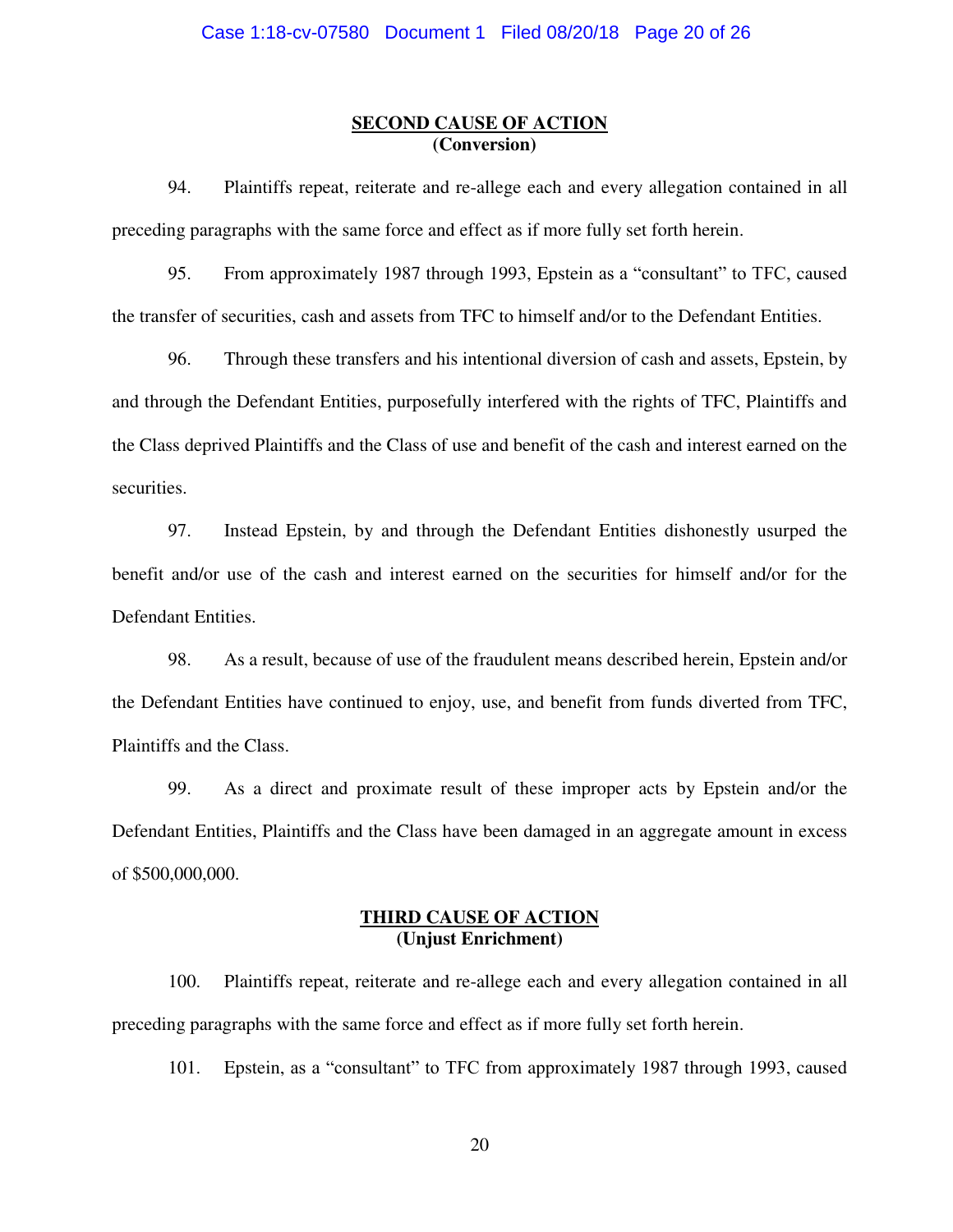**SECOND CAUSE OF ACTION**
**(Conversion)**

94. Plaintiffs repeat, reiterate and re-allege each and every allegation contained in all preceding paragraphs with the same force and effect as if more fully set forth herein.

95. From approximately 1987 through 1993, Epstein as a "consultant" to TFC, caused the transfer of securities, cash and assets from TFC to himself and/or to the Defendant Entities.

96. Through these transfers and his intentional diversion of cash and assets, Epstein, by and through the Defendant Entities, purposefully interfered with the rights of TFC, Plaintiffs and the Class deprived Plaintiffs and the Class of use and benefit of the cash and interest earned on the securities.

97. Instead Epstein, by and through the Defendant Entities dishonestly usurped the benefit and/or use of the cash and interest earned on the securities for himself and/or for the Defendant Entities.

98. As a result, because of use of the fraudulent means described herein, Epstein and/or the Defendant Entities have continued to enjoy, use, and benefit from funds diverted from TFC, Plaintiffs and the Class.

99. As a direct and proximate result of these improper acts by Epstein and/or the Defendant Entities, Plaintiffs and the Class have been damaged in an aggregate amount in excess of $500,000,000.

**THIRD CAUSE OF ACTION**
**(Unjust Enrichment)**

100. Plaintiffs repeat, reiterate and re-allege each and every allegation contained in all preceding paragraphs with the same force and effect as if more fully set forth herein.

101. Epstein, as a "consultant" to TFC from approximately 1987 through 1993, caused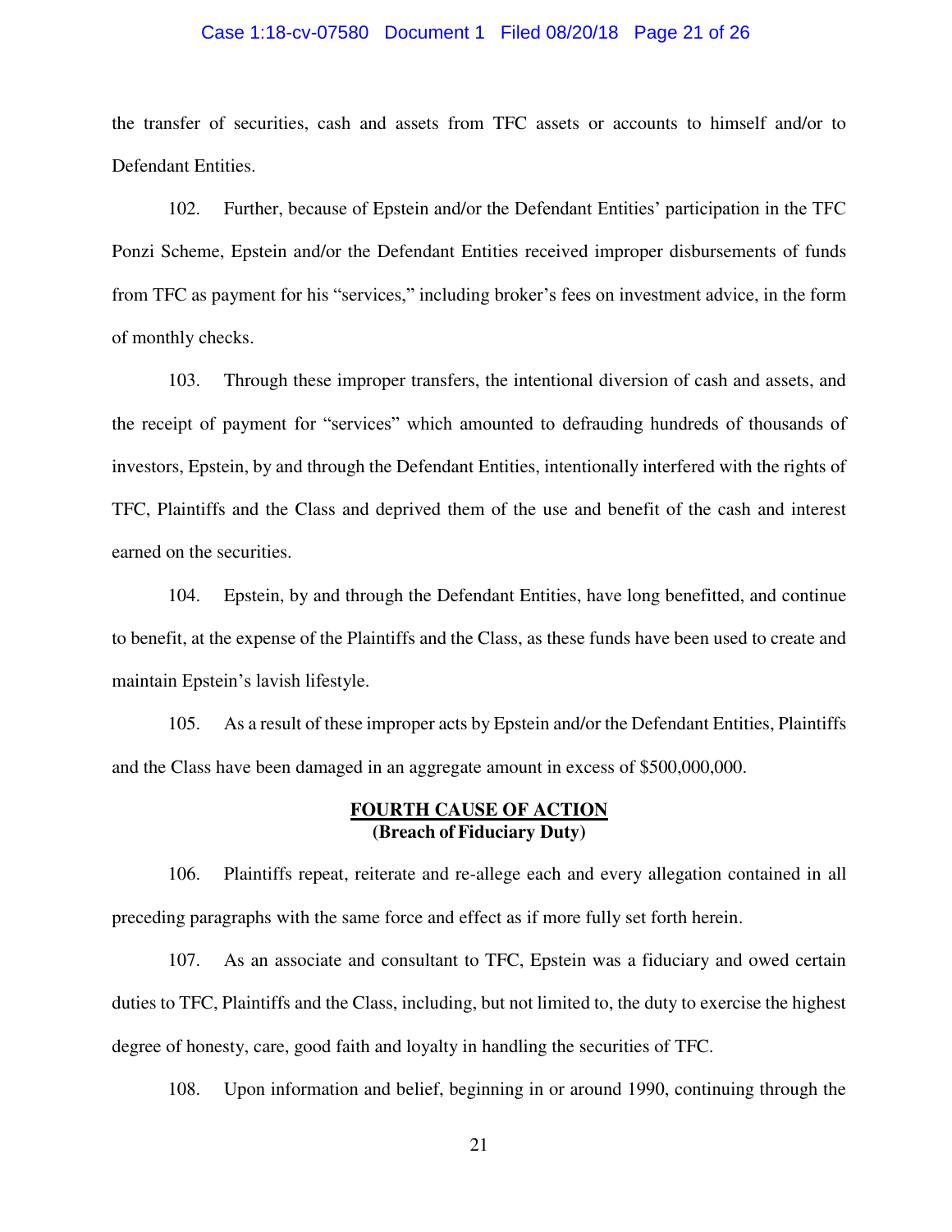the transfer of securities, cash and assets from TFC assets or accounts to himself and/or to Defendant Entities.

102. Further, because of Epstein and/or the Defendant Entities' participation in the TFC Ponzi Scheme, Epstein and/or the Defendant Entities received improper disbursements of funds from TFC as payment for his "services," including broker's fees on investment advice, in the form of monthly checks.

103. Through these improper transfers, the intentional diversion of cash and assets, and the receipt of payment for "services" which amounted to defrauding hundreds of thousands of investors, Epstein, by and through the Defendant Entities, intentionally interfered with the rights of TFC, Plaintiffs and the Class and deprived them of the use and benefit of the cash and interest earned on the securities.

104. Epstein, by and through the Defendant Entities, have long benefitted, and continue to benefit, at the expense of the Plaintiffs and the Class, as these funds have been used to create and maintain Epstein's lavish lifestyle.

105. As a result of these improper acts by Epstein and/or the Defendant Entities, Plaintiffs and the Class have been damaged in an aggregate amount in excess of $500,000,000.

## FOURTH CAUSE OF ACTION
**(Breach of Fiduciary Duty)**

106. Plaintiffs repeat, reiterate and re-allege each and every allegation contained in all preceding paragraphs with the same force and effect as if more fully set forth herein.

107. As an associate and consultant to TFC, Epstein was a fiduciary and owed certain duties to TFC, Plaintiffs and the Class, including, but not limited to, the duty to exercise the highest degree of honesty, care, good faith and loyalty in handling the securities of TFC.

108. Upon information and belief, beginning in or around 1990, continuing through the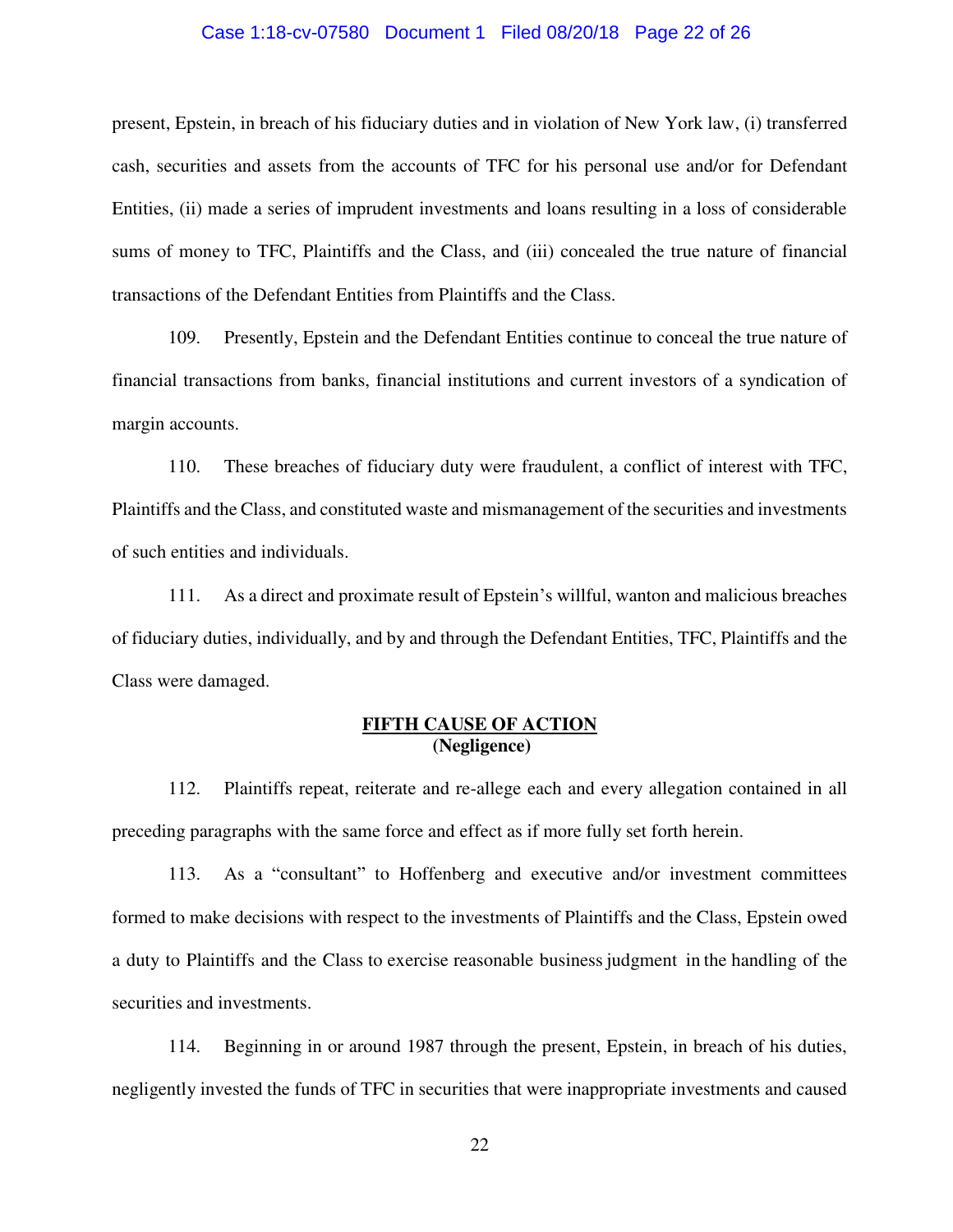present, Epstein, in breach of his fiduciary duties and in violation of New York law, (i) transferred cash, securities and assets from the accounts of TFC for his personal use and/or for Defendant Entities, (ii) made a series of imprudent investments and loans resulting in a loss of considerable sums of money to TFC, Plaintiffs and the Class, and (iii) concealed the true nature of financial transactions of the Defendant Entities from Plaintiffs and the Class.

109. Presently, Epstein and the Defendant Entities continue to conceal the true nature of financial transactions from banks, financial institutions and current investors of a syndication of margin accounts.

110. These breaches of fiduciary duty were fraudulent, a conflict of interest with TFC, Plaintiffs and the Class, and constituted waste and mismanagement of the securities and investments of such entities and individuals.

111. As a direct and proximate result of Epstein's willful, wanton and malicious breaches of fiduciary duties, individually, and by and through the Defendant Entities, TFC, Plaintiffs and the Class were damaged.

## FIFTH CAUSE OF ACTION
**(Negligence)**

112. Plaintiffs repeat, reiterate and re-allege each and every allegation contained in all preceding paragraphs with the same force and effect as if more fully set forth herein.

113. As a "consultant" to Hoffenberg and executive and/or investment committees formed to make decisions with respect to the investments of Plaintiffs and the Class, Epstein owed a duty to Plaintiffs and the Class to exercise reasonable business judgment in the handling of the securities and investments.

114. Beginning in or around 1987 through the present, Epstein, in breach of his duties, negligently invested the funds of TFC in securities that were inappropriate investments and caused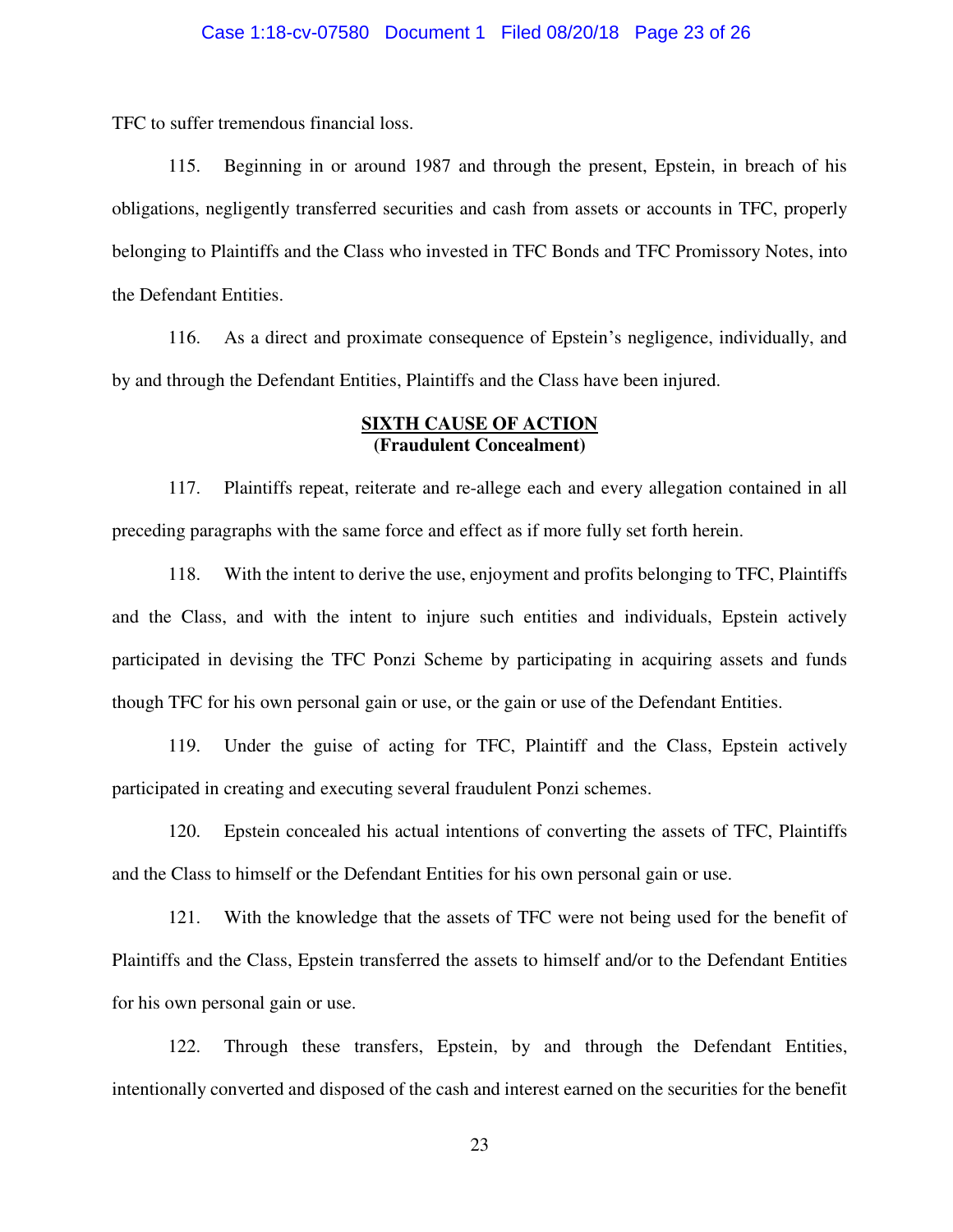TFC to suffer tremendous financial loss.

115. Beginning in or around 1987 and through the present, Epstein, in breach of his obligations, negligently transferred securities and cash from assets or accounts in TFC, properly belonging to Plaintiffs and the Class who invested in TFC Bonds and TFC Promissory Notes, into the Defendant Entities.

116. As a direct and proximate consequence of Epstein's negligence, individually, and by and through the Defendant Entities, Plaintiffs and the Class have been injured.

**SIXTH CAUSE OF ACTION**
**(Fraudulent Concealment)**

117. Plaintiffs repeat, reiterate and re-allege each and every allegation contained in all preceding paragraphs with the same force and effect as if more fully set forth herein.

118. With the intent to derive the use, enjoyment and profits belonging to TFC, Plaintiffs and the Class, and with the intent to injure such entities and individuals, Epstein actively participated in devising the TFC Ponzi Scheme by participating in acquiring assets and funds though TFC for his own personal gain or use, or the gain or use of the Defendant Entities.

119. Under the guise of acting for TFC, Plaintiff and the Class, Epstein actively participated in creating and executing several fraudulent Ponzi schemes.

120. Epstein concealed his actual intentions of converting the assets of TFC, Plaintiffs and the Class to himself or the Defendant Entities for his own personal gain or use.

121. With the knowledge that the assets of TFC were not being used for the benefit of Plaintiffs and the Class, Epstein transferred the assets to himself and/or to the Defendant Entities for his own personal gain or use.

122. Through these transfers, Epstein, by and through the Defendant Entities, intentionally converted and disposed of the cash and interest earned on the securities for the benefit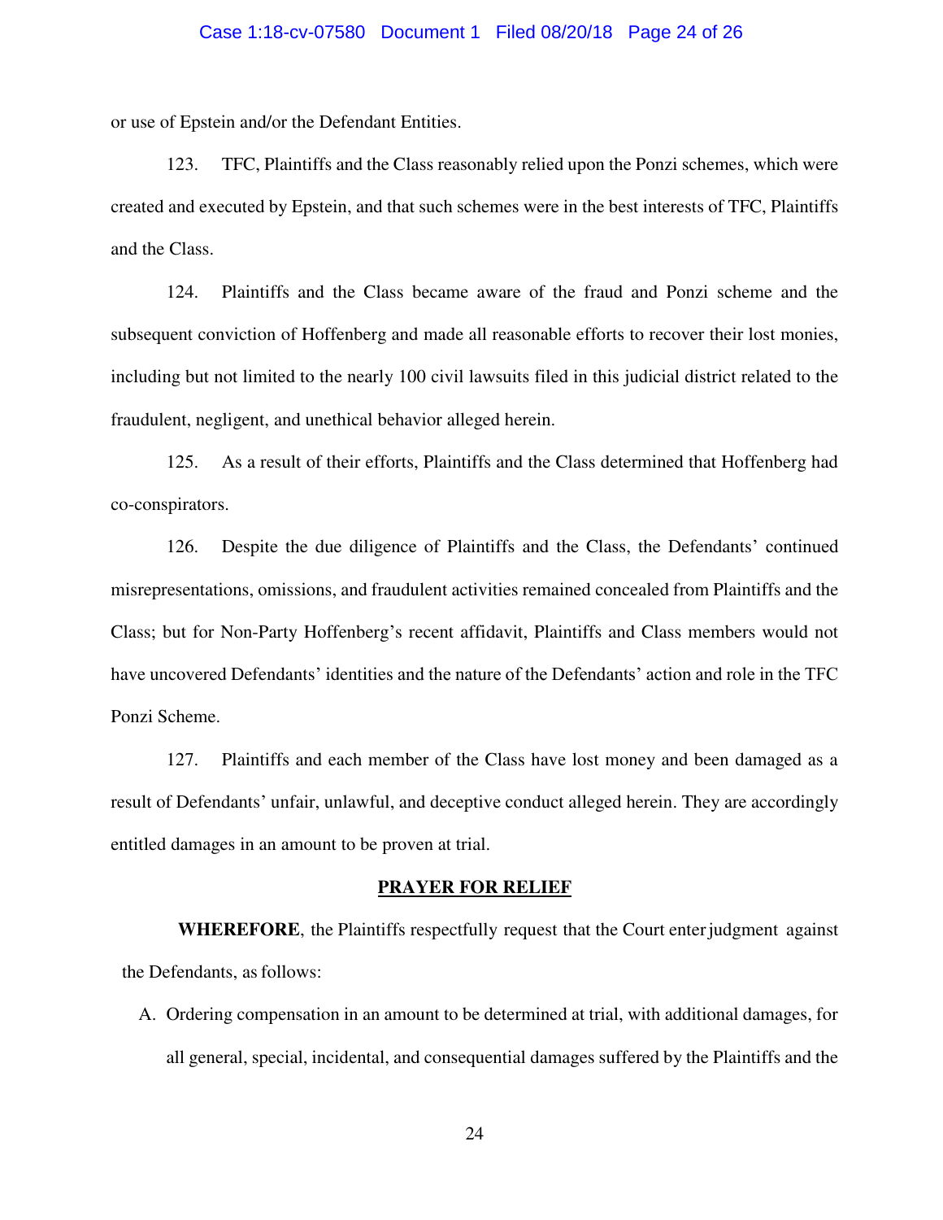or use of Epstein and/or the Defendant Entities.

123. TFC, Plaintiffs and the Class reasonably relied upon the Ponzi schemes, which were created and executed by Epstein, and that such schemes were in the best interests of TFC, Plaintiffs and the Class.

124. Plaintiffs and the Class became aware of the fraud and Ponzi scheme and the subsequent conviction of Hoffenberg and made all reasonable efforts to recover their lost monies, including but not limited to the nearly 100 civil lawsuits filed in this judicial district related to the fraudulent, negligent, and unethical behavior alleged herein.

125. As a result of their efforts, Plaintiffs and the Class determined that Hoffenberg had co-conspirators.

126. Despite the due diligence of Plaintiffs and the Class, the Defendants' continued misrepresentations, omissions, and fraudulent activities remained concealed from Plaintiffs and the Class; but for Non-Party Hoffenberg's recent affidavit, Plaintiffs and Class members would not have uncovered Defendants' identities and the nature of the Defendants' action and role in the TFC Ponzi Scheme.

127. Plaintiffs and each member of the Class have lost money and been damaged as a result of Defendants' unfair, unlawful, and deceptive conduct alleged herein. They are accordingly entitled damages in an amount to be proven at trial.

## PRAYER FOR RELIEF

**WHEREFORE**, the Plaintiffs respectfully request that the Court enter judgment against the Defendants, as follows:

A. Ordering compensation in an amount to be determined at trial, with additional damages, for all general, special, incidental, and consequential damages suffered by the Plaintiffs and the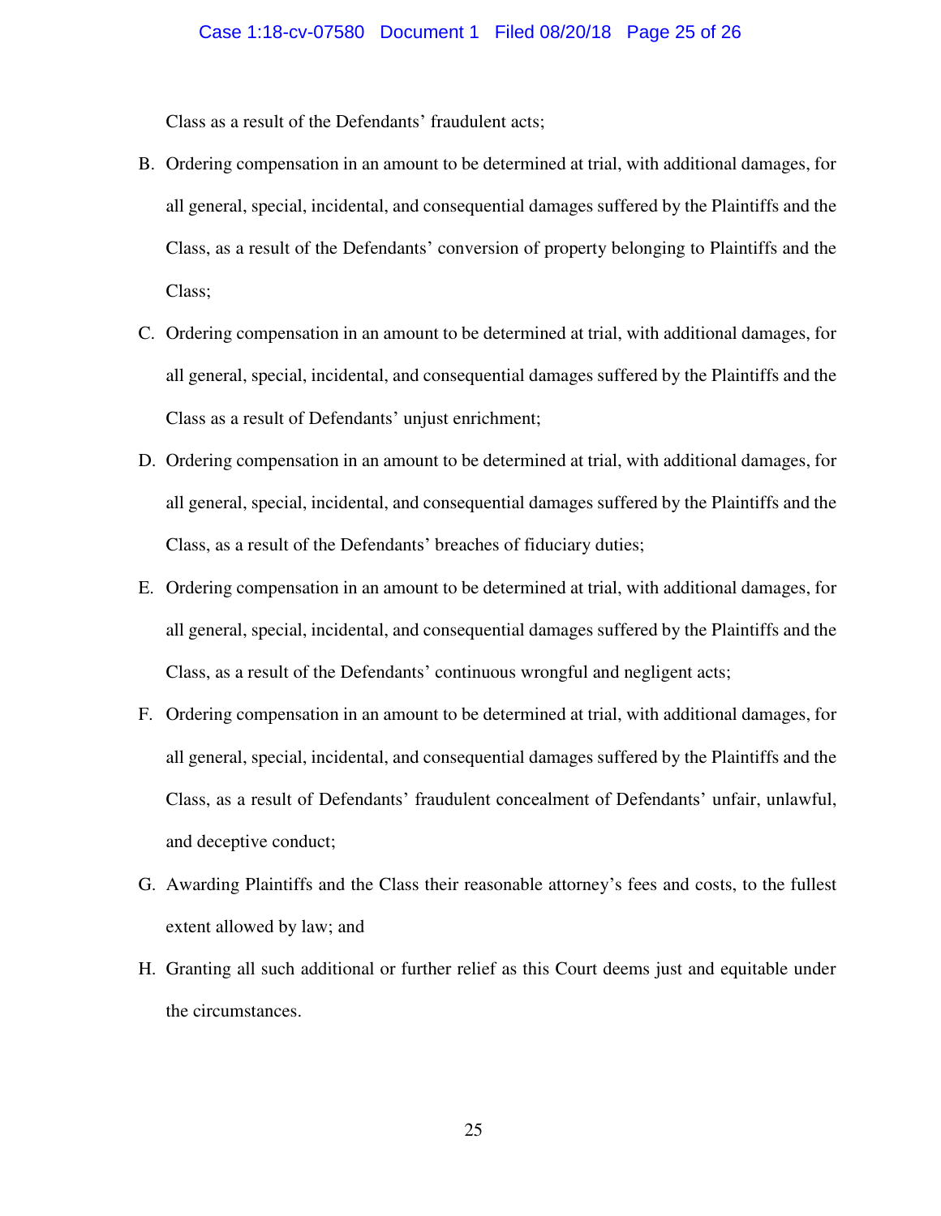Class as a result of the Defendants' fraudulent acts;

B. Ordering compensation in an amount to be determined at trial, with additional damages, for all general, special, incidental, and consequential damages suffered by the Plaintiffs and the Class, as a result of the Defendants' conversion of property belonging to Plaintiffs and the Class;

C. Ordering compensation in an amount to be determined at trial, with additional damages, for all general, special, incidental, and consequential damages suffered by the Plaintiffs and the Class as a result of Defendants' unjust enrichment;

D. Ordering compensation in an amount to be determined at trial, with additional damages, for all general, special, incidental, and consequential damages suffered by the Plaintiffs and the Class, as a result of the Defendants' breaches of fiduciary duties;

E. Ordering compensation in an amount to be determined at trial, with additional damages, for all general, special, incidental, and consequential damages suffered by the Plaintiffs and the Class, as a result of the Defendants' continuous wrongful and negligent acts;

F. Ordering compensation in an amount to be determined at trial, with additional damages, for all general, special, incidental, and consequential damages suffered by the Plaintiffs and the Class, as a result of Defendants' fraudulent concealment of Defendants' unfair, unlawful, and deceptive conduct;

G. Awarding Plaintiffs and the Class their reasonable attorney's fees and costs, to the fullest extent allowed by law; and

H. Granting all such additional or further relief as this Court deems just and equitable under the circumstances.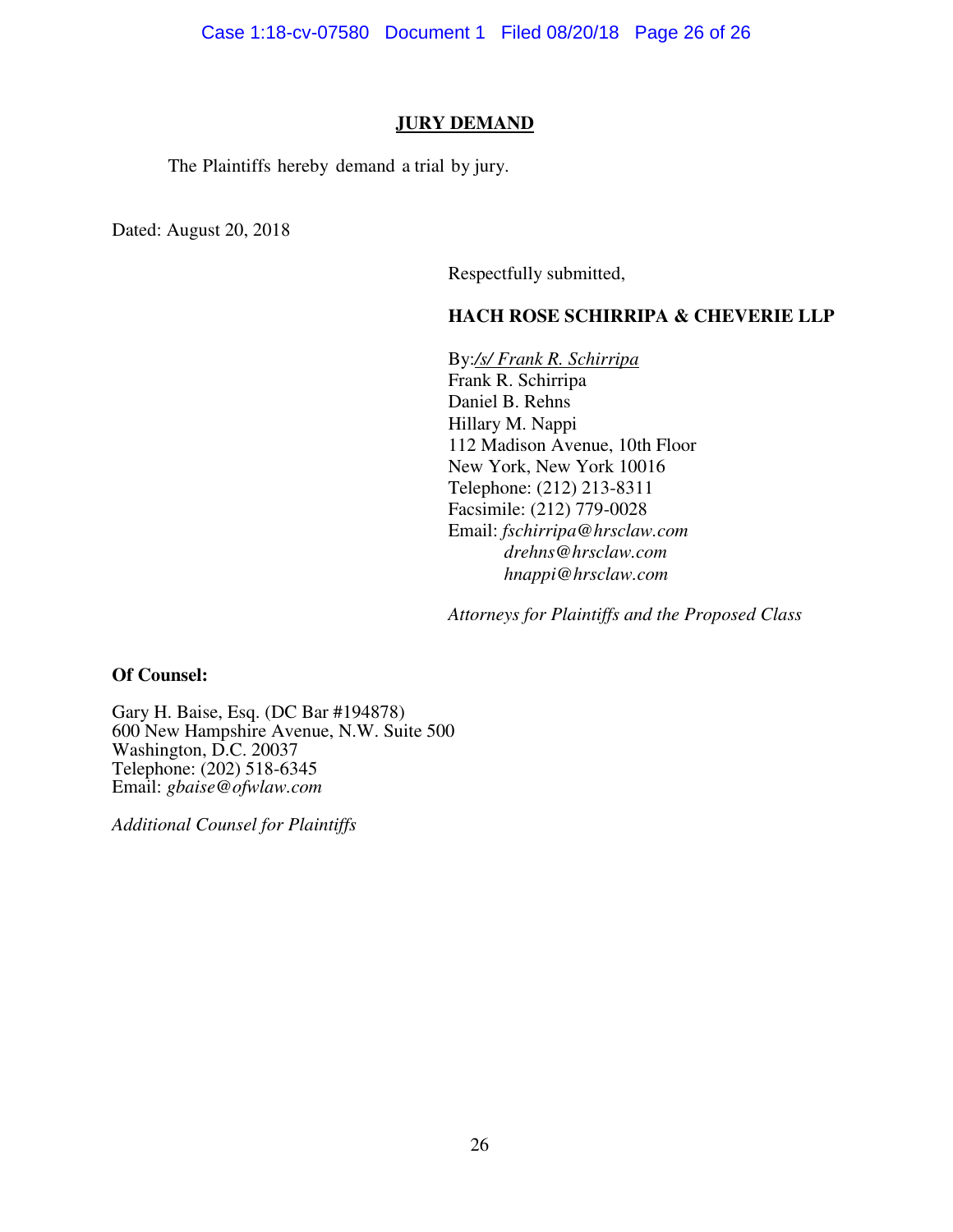## JURY DEMAND

The Plaintiffs hereby demand a trial by jury.

Dated: August 20, 2018

Respectfully submitted,

**HACH ROSE SCHIRRIPA & CHEVERIE LLP**

By:*/s/ Frank R. Schirripa*
Frank R. Schirripa
Daniel B. Rehns
Hillary M. Nappi
112 Madison Avenue, 10th Floor
New York, New York 10016
Telephone: (212) 213-8311
Facsimile: (212) 779-0028
Email: *fschirripa@hrsclaw.com*
*drehns@hrsclaw.com*
*hnappi@hrsclaw.com*

*Attorneys for Plaintiffs and the Proposed Class*

**Of Counsel:**

Gary H. Baise, Esq. (DC Bar #194878)
600 New Hampshire Avenue, N.W. Suite 500
Washington, D.C. 20037
Telephone: (202) 518-6345
Email: *gbaise@ofwlaw.com*

*Additional Counsel for Plaintiffs*